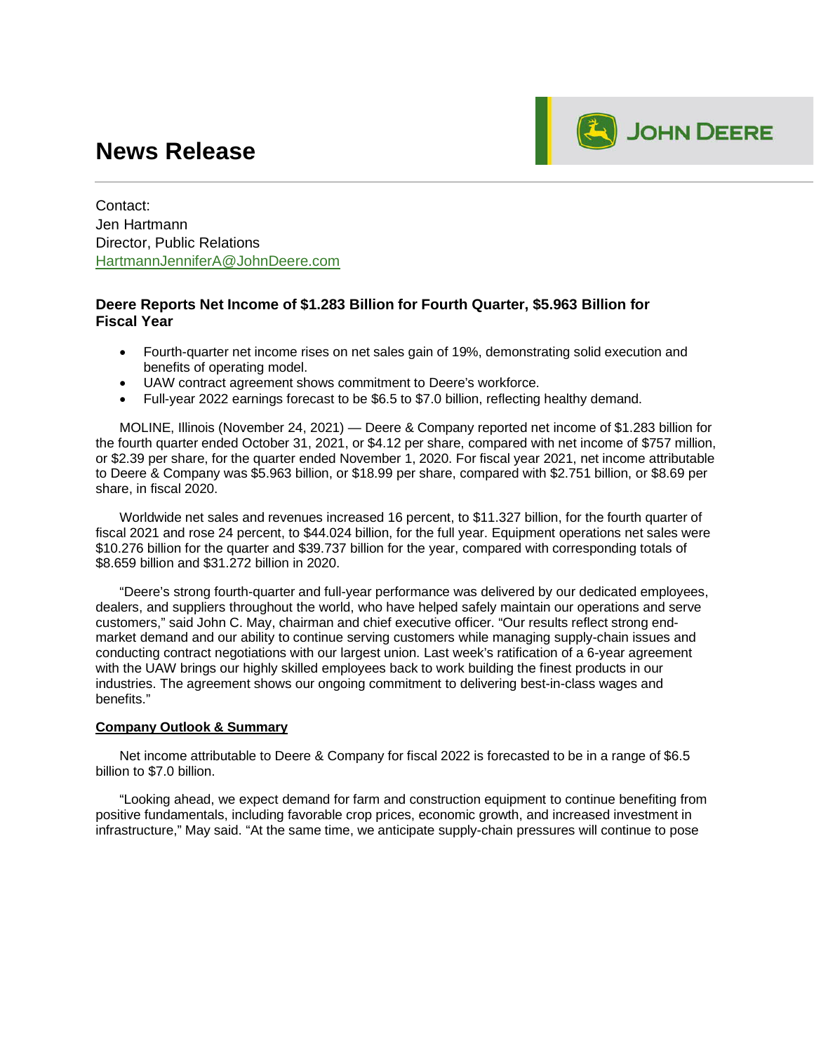# News Release

JOHN DEERE

Contact:
Jen Hartmann
Director, Public Relations
HartmannJenniferA@JohnDeere.com

**Deere Reports Net Income of $1.283 Billion for Fourth Quarter, $5.963 Billion for Fiscal Year**

- Fourth-quarter net income rises on net sales gain of 19%, demonstrating solid execution and benefits of operating model.
- UAW contract agreement shows commitment to Deere's workforce.
- Full-year 2022 earnings forecast to be $6.5 to $7.0 billion, reflecting healthy demand.

MOLINE, Illinois (November 24, 2021) — Deere & Company reported net income of $1.283 billion for the fourth quarter ended October 31, 2021, or $4.12 per share, compared with net income of $757 million, or $2.39 per share, for the quarter ended November 1, 2020. For fiscal year 2021, net income attributable to Deere & Company was $5.963 billion, or $18.99 per share, compared with $2.751 billion, or $8.69 per share, in fiscal 2020.

Worldwide net sales and revenues increased 16 percent, to $11.327 billion, for the fourth quarter of fiscal 2021 and rose 24 percent, to $44.024 billion, for the full year. Equipment operations net sales were $10.276 billion for the quarter and $39.737 billion for the year, compared with corresponding totals of $8.659 billion and $31.272 billion in 2020.

"Deere's strong fourth-quarter and full-year performance was delivered by our dedicated employees, dealers, and suppliers throughout the world, who have helped safely maintain our operations and serve customers," said John C. May, chairman and chief executive officer. "Our results reflect strong end-market demand and our ability to continue serving customers while managing supply-chain issues and conducting contract negotiations with our largest union. Last week's ratification of a 6-year agreement with the UAW brings our highly skilled employees back to work building the finest products in our industries. The agreement shows our ongoing commitment to delivering best-in-class wages and benefits."

**Company Outlook & Summary**

Net income attributable to Deere & Company for fiscal 2022 is forecasted to be in a range of $6.5 billion to $7.0 billion.

"Looking ahead, we expect demand for farm and construction equipment to continue benefiting from positive fundamentals, including favorable crop prices, economic growth, and increased investment in infrastructure," May said. "At the same time, we anticipate supply-chain pressures will continue to pose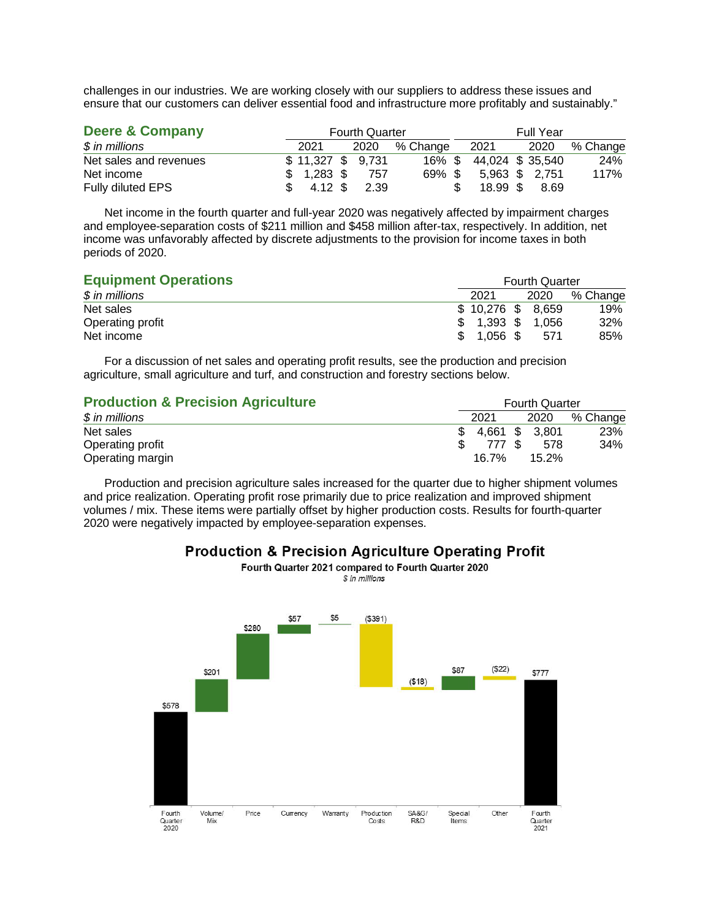challenges in our industries. We are working closely with our suppliers to address these issues and ensure that our customers can deliver essential food and infrastructure more profitably and sustainably."

## Deere & Company

| *$ in millions* | Fourth Quarter | | | Full Year | | |
|---|---|---|---|---|---|---|
| | 2021 | 2020 | % Change | 2021 | 2020 | % Change |
| Net sales and revenues | $ 11,327 | $ 9,731 | 16% | $ 44,024 | $ 35,540 | 24% |
| Net income | $ 1,283 | $ 757 | 69% | $ 5,963 | $ 2,751 | 117% |
| Fully diluted EPS | $ 4.12 | $ 2.39 | | $ 18.99 | $ 8.69 | |

Net income in the fourth quarter and full-year 2020 was negatively affected by impairment charges and employee-separation costs of $211 million and $458 million after-tax, respectively. In addition, net income was unfavorably affected by discrete adjustments to the provision for income taxes in both periods of 2020.

## Equipment Operations

| *$ in millions* | Fourth Quarter | | |
|---|---|---|---|
| | 2021 | 2020 | % Change |
| Net sales | $ 10,276 | $ 8,659 | 19% |
| Operating profit | $ 1,393 | $ 1,056 | 32% |
| Net income | $ 1,056 | $ 571 | 85% |

For a discussion of net sales and operating profit results, see the production and precision agriculture, small agriculture and turf, and construction and forestry sections below.

## Production & Precision Agriculture

| *$ in millions* | Fourth Quarter | | |
|---|---|---|---|
| | 2021 | 2020 | % Change |
| Net sales | $ 4,661 | $ 3,801 | 23% |
| Operating profit | $ 777 | $ 578 | 34% |
| Operating margin | 16.7% | 15.2% | |

Production and precision agriculture sales increased for the quarter due to higher shipment volumes and price realization. Operating profit rose primarily due to price realization and improved shipment volumes / mix. These items were partially offset by higher production costs. Results for fourth-quarter 2020 were negatively impacted by employee-separation expenses.

**Production & Precision Agriculture Operating Profit**

**Fourth Quarter 2021 compared to Fourth Quarter 2020**

*$ in millions*

| Fourth Quarter 2020 | Volume/ Mix | Price | Currency | Warranty | Production Costs | SA&G/ R&D | Special Items | Other | Fourth Quarter 2021 |
|---|---|---|---|---|---|---|---|---|---|
| $578 | $201 | $280 | $57 | $5 | ($391) | ($18) | $87 | ($22) | $777 |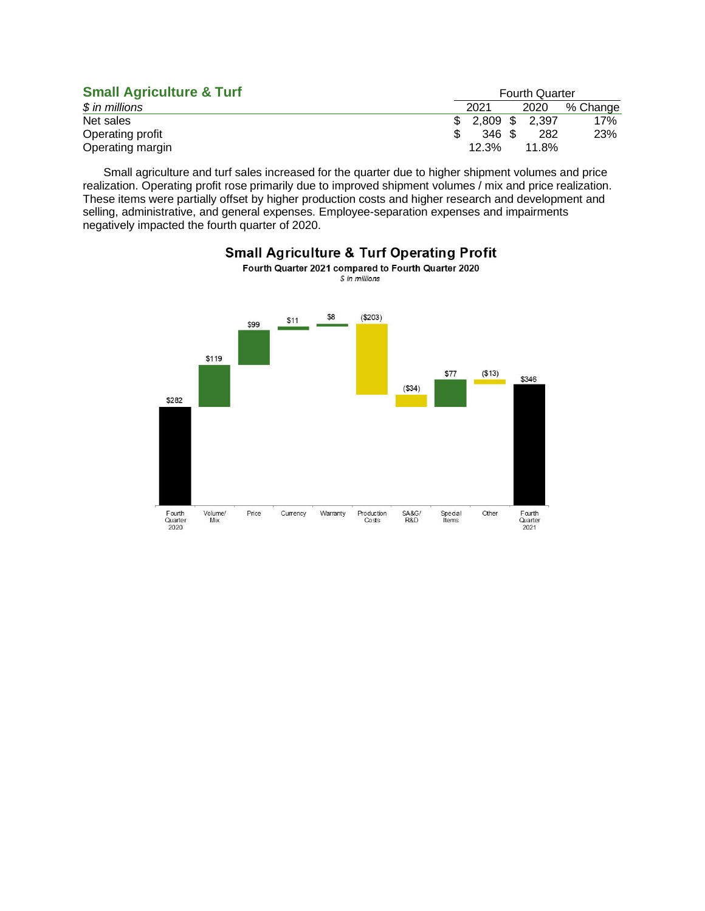## Small Agriculture & Turf

| *$ in millions* | Fourth Quarter | | |
|---|---|---|---|
| | 2021 | 2020 | % Change |
| Net sales | $ 2,809 | $ 2,397 | 17% |
| Operating profit | $ 346 | $ 282 | 23% |
| Operating margin | 12.3% | 11.8% | |

Small agriculture and turf sales increased for the quarter due to higher shipment volumes and price realization. Operating profit rose primarily due to improved shipment volumes / mix and price realization. These items were partially offset by higher production costs and higher research and development and selling, administrative, and general expenses. Employee-separation expenses and impairments negatively impacted the fourth quarter of 2020.

**Small Agriculture & Turf Operating Profit**

**Fourth Quarter 2021 compared to Fourth Quarter 2020**

*$ in millions*

| Fourth Quarter 2020 | Volume/ Mix | Price | Currency | Warranty | Production Costs | SA&G/ R&D | Special Items | Other | Fourth Quarter 2021 |
|---|---|---|---|---|---|---|---|---|---|
| $282 | $119 | $99 | $11 | $8 | ($203) | ($34) | $77 | ($13) | $346 |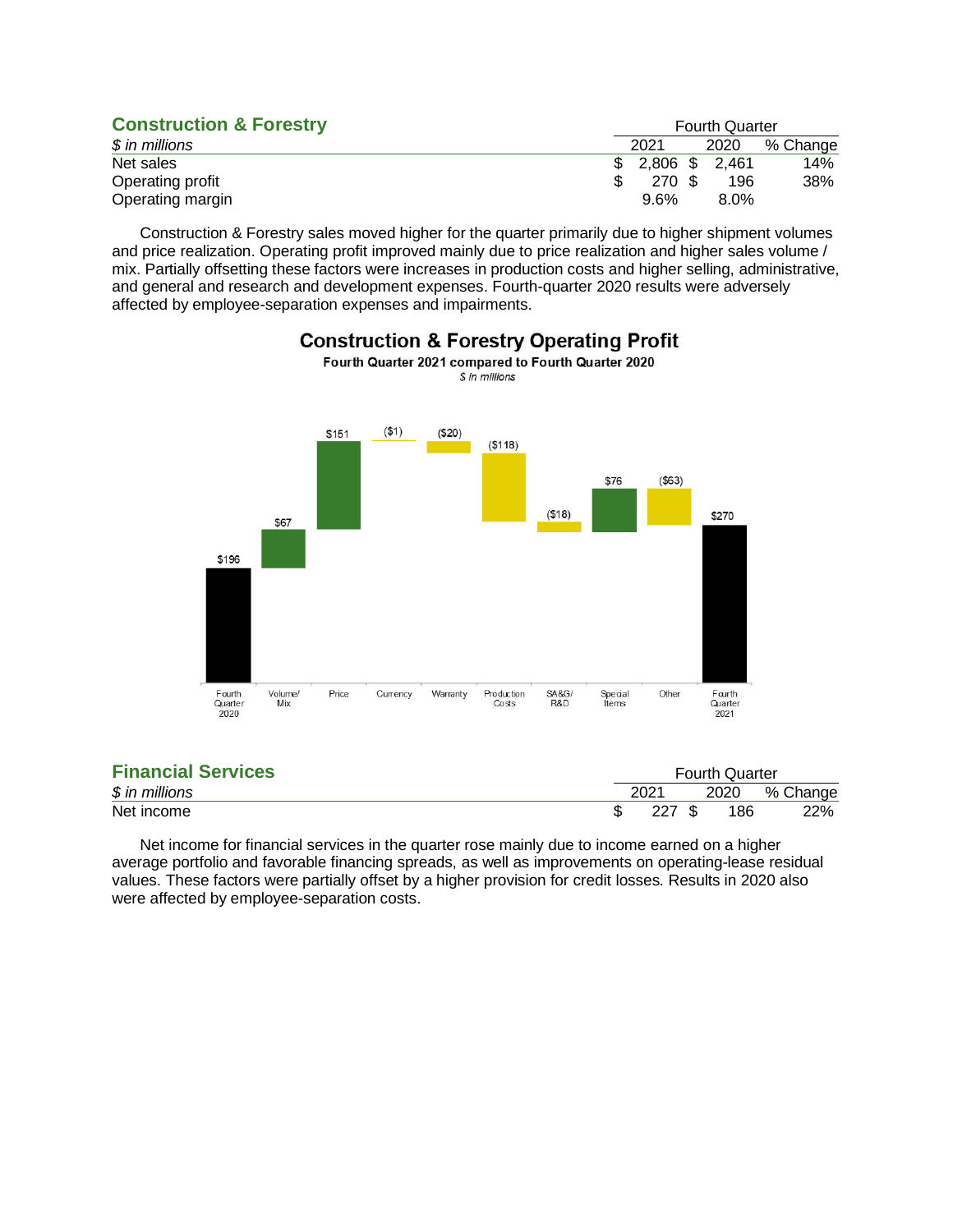## Construction & Forestry

| *$ in millions* | Fourth Quarter 2021 | Fourth Quarter 2020 | % Change |
|---|---|---|---|
| Net sales | $ 2,806 | $ 2,461 | 14% |
| Operating profit | $ 270 | $ 196 | 38% |
| Operating margin | 9.6% | 8.0% | |

Construction & Forestry sales moved higher for the quarter primarily due to higher shipment volumes and price realization. Operating profit improved mainly due to price realization and higher sales volume / mix. Partially offsetting these factors were increases in production costs and higher selling, administrative, and general and research and development expenses. Fourth-quarter 2020 results were adversely affected by employee-separation expenses and impairments.

**Construction & Forestry Operating Profit**

**Fourth Quarter 2021 compared to Fourth Quarter 2020**

*$ in millions*

| Item | Amount |
|---|---|
| Fourth Quarter 2020 | $196 |
| Volume/Mix | $67 |
| Price | $151 |
| Currency | ($1) |
| Warranty | ($20) |
| Production Costs | ($118) |
| SA&G/R&D | ($18) |
| Special Items | $76 |
| Other | ($63) |
| Fourth Quarter 2021 | $270 |

## Financial Services

| *$ in millions* | Fourth Quarter 2021 | Fourth Quarter 2020 | % Change |
|---|---|---|---|
| Net income | $ 227 | $ 186 | 22% |

Net income for financial services in the quarter rose mainly due to income earned on a higher average portfolio and favorable financing spreads, as well as improvements on operating-lease residual values. These factors were partially offset by a higher provision for credit losses. Results in 2020 also were affected by employee-separation costs.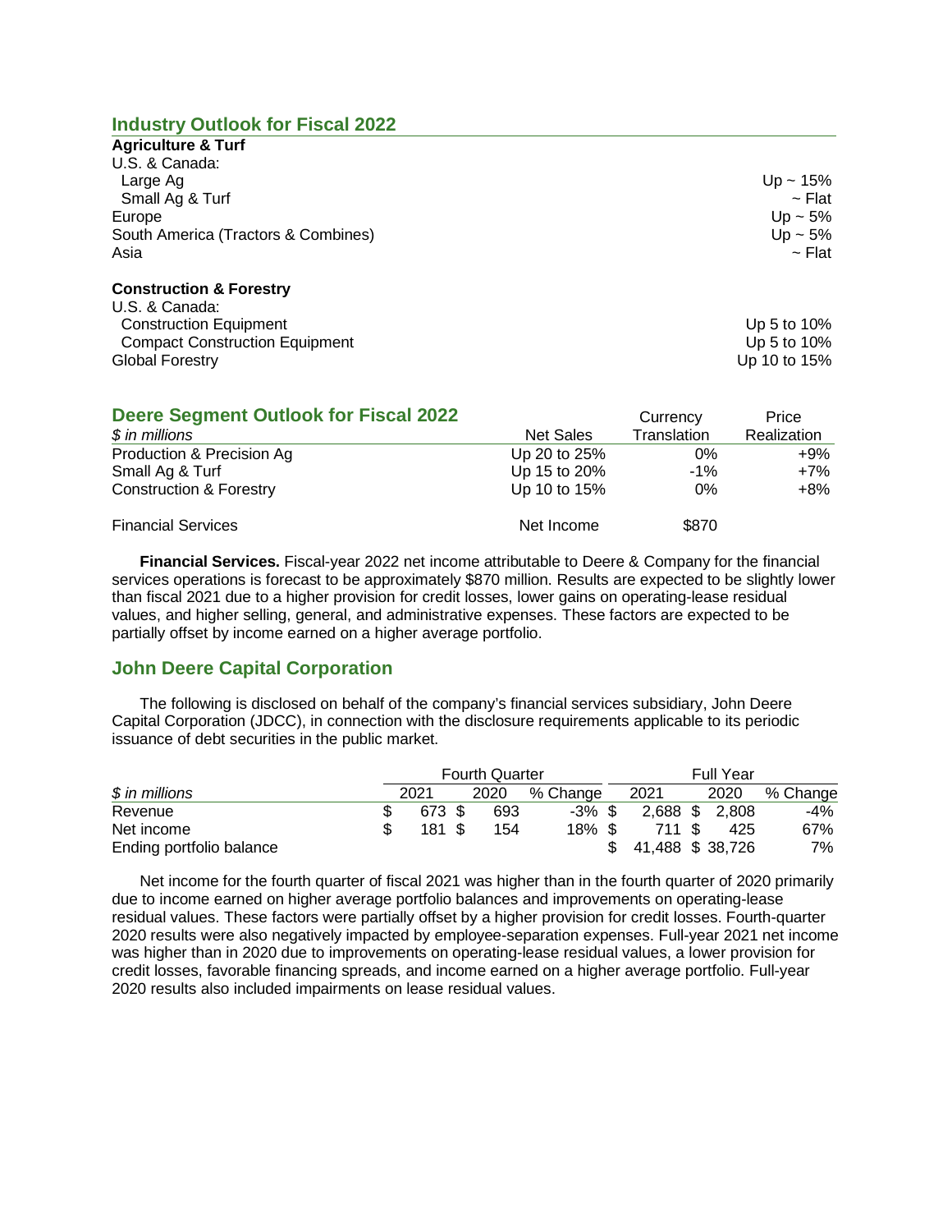## Industry Outlook for Fiscal 2022

| **Agriculture & Turf** | |
|---|---|
| U.S. & Canada: | |
| Large Ag | Up ~ 15% |
| Small Ag & Turf | ~ Flat |
| Europe | Up ~ 5% |
| South America (Tractors & Combines) | Up ~ 5% |
| Asia | ~ Flat |
| | |
| **Construction & Forestry** | |
| U.S. & Canada: | |
| Construction Equipment | Up 5 to 10% |
| Compact Construction Equipment | Up 5 to 10% |
| Global Forestry | Up 10 to 15% |

## Deere Segment Outlook for Fiscal 2022

| *$ in millions* | Net Sales | Currency Translation | Price Realization |
|---|---|---|---|
| Production & Precision Ag | Up 20 to 25% | 0% | +9% |
| Small Ag & Turf | Up 15 to 20% | -1% | +7% |
| Construction & Forestry | Up 10 to 15% | 0% | +8% |
| | | | |
| Financial Services | Net Income | $870 | |

**Financial Services.** Fiscal-year 2022 net income attributable to Deere & Company for the financial services operations is forecast to be approximately $870 million. Results are expected to be slightly lower than fiscal 2021 due to a higher provision for credit losses, lower gains on operating-lease residual values, and higher selling, general, and administrative expenses. These factors are expected to be partially offset by income earned on a higher average portfolio.

## John Deere Capital Corporation

The following is disclosed on behalf of the company's financial services subsidiary, John Deere Capital Corporation (JDCC), in connection with the disclosure requirements applicable to its periodic issuance of debt securities in the public market.

| | Fourth Quarter | | | Full Year | | |
|---|---|---|---|---|---|---|
| *$ in millions* | 2021 | 2020 | % Change | 2021 | 2020 | % Change |
| Revenue | $ 673 | $ 693 | -3% | $ 2,688 | $ 2,808 | -4% |
| Net income | $ 181 | $ 154 | 18% | $ 711 | $ 425 | 67% |
| Ending portfolio balance | | | | $ 41,488 | $ 38,726 | 7% |

Net income for the fourth quarter of fiscal 2021 was higher than in the fourth quarter of 2020 primarily due to income earned on higher average portfolio balances and improvements on operating-lease residual values. These factors were partially offset by a higher provision for credit losses. Fourth-quarter 2020 results were also negatively impacted by employee-separation expenses. Full-year 2021 net income was higher than in 2020 due to improvements on operating-lease residual values, a lower provision for credit losses, favorable financing spreads, and income earned on a higher average portfolio. Full-year 2020 results also included impairments on lease residual values.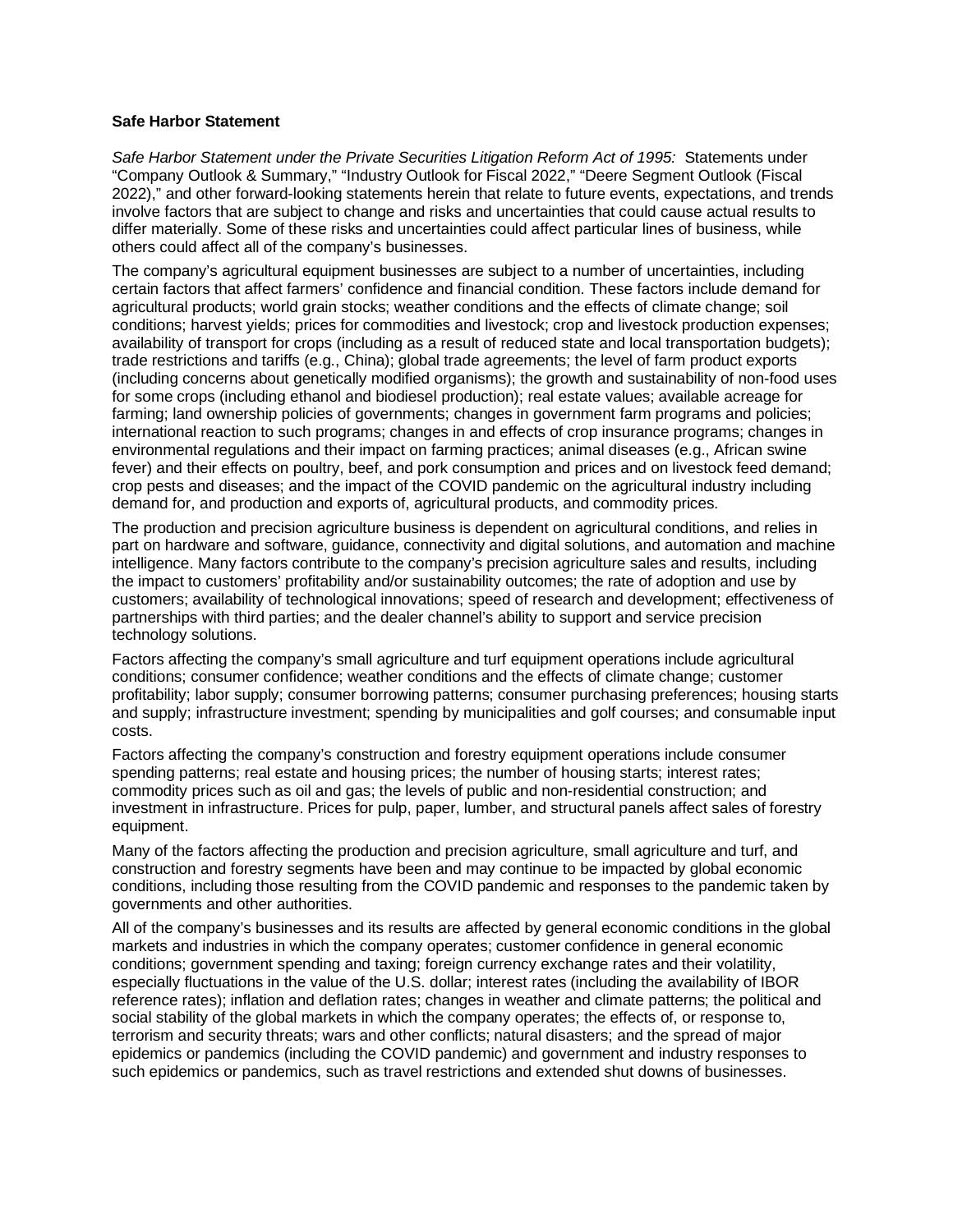**Safe Harbor Statement**

*Safe Harbor Statement under the Private Securities Litigation Reform Act of 1995:* Statements under "Company Outlook & Summary," "Industry Outlook for Fiscal 2022," "Deere Segment Outlook (Fiscal 2022)," and other forward-looking statements herein that relate to future events, expectations, and trends involve factors that are subject to change and risks and uncertainties that could cause actual results to differ materially. Some of these risks and uncertainties could affect particular lines of business, while others could affect all of the company's businesses.

The company's agricultural equipment businesses are subject to a number of uncertainties, including certain factors that affect farmers' confidence and financial condition. These factors include demand for agricultural products; world grain stocks; weather conditions and the effects of climate change; soil conditions; harvest yields; prices for commodities and livestock; crop and livestock production expenses; availability of transport for crops (including as a result of reduced state and local transportation budgets); trade restrictions and tariffs (e.g., China); global trade agreements; the level of farm product exports (including concerns about genetically modified organisms); the growth and sustainability of non-food uses for some crops (including ethanol and biodiesel production); real estate values; available acreage for farming; land ownership policies of governments; changes in government farm programs and policies; international reaction to such programs; changes in and effects of crop insurance programs; changes in environmental regulations and their impact on farming practices; animal diseases (e.g., African swine fever) and their effects on poultry, beef, and pork consumption and prices and on livestock feed demand; crop pests and diseases; and the impact of the COVID pandemic on the agricultural industry including demand for, and production and exports of, agricultural products, and commodity prices.

The production and precision agriculture business is dependent on agricultural conditions, and relies in part on hardware and software, guidance, connectivity and digital solutions, and automation and machine intelligence. Many factors contribute to the company's precision agriculture sales and results, including the impact to customers' profitability and/or sustainability outcomes; the rate of adoption and use by customers; availability of technological innovations; speed of research and development; effectiveness of partnerships with third parties; and the dealer channel's ability to support and service precision technology solutions.

Factors affecting the company's small agriculture and turf equipment operations include agricultural conditions; consumer confidence; weather conditions and the effects of climate change; customer profitability; labor supply; consumer borrowing patterns; consumer purchasing preferences; housing starts and supply; infrastructure investment; spending by municipalities and golf courses; and consumable input costs.

Factors affecting the company's construction and forestry equipment operations include consumer spending patterns; real estate and housing prices; the number of housing starts; interest rates; commodity prices such as oil and gas; the levels of public and non-residential construction; and investment in infrastructure. Prices for pulp, paper, lumber, and structural panels affect sales of forestry equipment.

Many of the factors affecting the production and precision agriculture, small agriculture and turf, and construction and forestry segments have been and may continue to be impacted by global economic conditions, including those resulting from the COVID pandemic and responses to the pandemic taken by governments and other authorities.

All of the company's businesses and its results are affected by general economic conditions in the global markets and industries in which the company operates; customer confidence in general economic conditions; government spending and taxing; foreign currency exchange rates and their volatility, especially fluctuations in the value of the U.S. dollar; interest rates (including the availability of IBOR reference rates); inflation and deflation rates; changes in weather and climate patterns; the political and social stability of the global markets in which the company operates; the effects of, or response to, terrorism and security threats; wars and other conflicts; natural disasters; and the spread of major epidemics or pandemics (including the COVID pandemic) and government and industry responses to such epidemics or pandemics, such as travel restrictions and extended shut downs of businesses.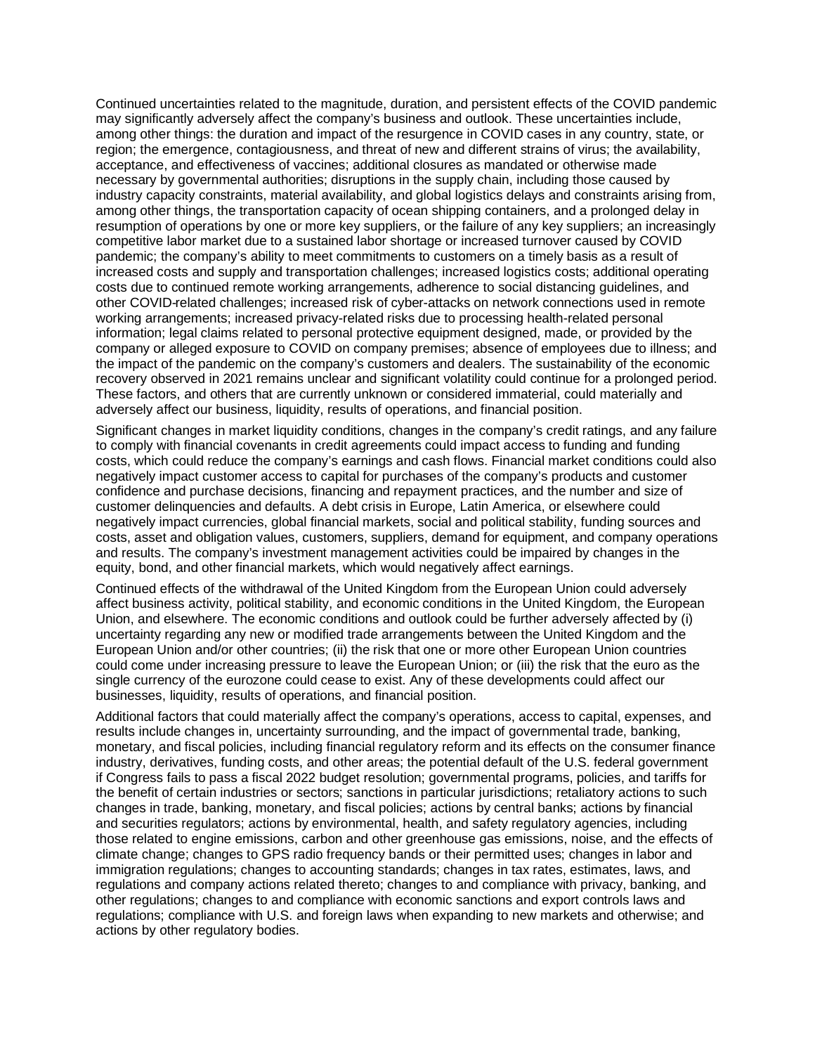Continued uncertainties related to the magnitude, duration, and persistent effects of the COVID pandemic may significantly adversely affect the company's business and outlook. These uncertainties include, among other things: the duration and impact of the resurgence in COVID cases in any country, state, or region; the emergence, contagiousness, and threat of new and different strains of virus; the availability, acceptance, and effectiveness of vaccines; additional closures as mandated or otherwise made necessary by governmental authorities; disruptions in the supply chain, including those caused by industry capacity constraints, material availability, and global logistics delays and constraints arising from, among other things, the transportation capacity of ocean shipping containers, and a prolonged delay in resumption of operations by one or more key suppliers, or the failure of any key suppliers; an increasingly competitive labor market due to a sustained labor shortage or increased turnover caused by COVID pandemic; the company's ability to meet commitments to customers on a timely basis as a result of increased costs and supply and transportation challenges; increased logistics costs; additional operating costs due to continued remote working arrangements, adherence to social distancing guidelines, and other COVID-related challenges; increased risk of cyber-attacks on network connections used in remote working arrangements; increased privacy-related risks due to processing health-related personal information; legal claims related to personal protective equipment designed, made, or provided by the company or alleged exposure to COVID on company premises; absence of employees due to illness; and the impact of the pandemic on the company's customers and dealers. The sustainability of the economic recovery observed in 2021 remains unclear and significant volatility could continue for a prolonged period. These factors, and others that are currently unknown or considered immaterial, could materially and adversely affect our business, liquidity, results of operations, and financial position.

Significant changes in market liquidity conditions, changes in the company's credit ratings, and any failure to comply with financial covenants in credit agreements could impact access to funding and funding costs, which could reduce the company's earnings and cash flows. Financial market conditions could also negatively impact customer access to capital for purchases of the company's products and customer confidence and purchase decisions, financing and repayment practices, and the number and size of customer delinquencies and defaults. A debt crisis in Europe, Latin America, or elsewhere could negatively impact currencies, global financial markets, social and political stability, funding sources and costs, asset and obligation values, customers, suppliers, demand for equipment, and company operations and results. The company's investment management activities could be impaired by changes in the equity, bond, and other financial markets, which would negatively affect earnings.

Continued effects of the withdrawal of the United Kingdom from the European Union could adversely affect business activity, political stability, and economic conditions in the United Kingdom, the European Union, and elsewhere. The economic conditions and outlook could be further adversely affected by (i) uncertainty regarding any new or modified trade arrangements between the United Kingdom and the European Union and/or other countries; (ii) the risk that one or more other European Union countries could come under increasing pressure to leave the European Union; or (iii) the risk that the euro as the single currency of the eurozone could cease to exist. Any of these developments could affect our businesses, liquidity, results of operations, and financial position.

Additional factors that could materially affect the company's operations, access to capital, expenses, and results include changes in, uncertainty surrounding, and the impact of governmental trade, banking, monetary, and fiscal policies, including financial regulatory reform and its effects on the consumer finance industry, derivatives, funding costs, and other areas; the potential default of the U.S. federal government if Congress fails to pass a fiscal 2022 budget resolution; governmental programs, policies, and tariffs for the benefit of certain industries or sectors; sanctions in particular jurisdictions; retaliatory actions to such changes in trade, banking, monetary, and fiscal policies; actions by central banks; actions by financial and securities regulators; actions by environmental, health, and safety regulatory agencies, including those related to engine emissions, carbon and other greenhouse gas emissions, noise, and the effects of climate change; changes to GPS radio frequency bands or their permitted uses; changes in labor and immigration regulations; changes to accounting standards; changes in tax rates, estimates, laws, and regulations and company actions related thereto; changes to and compliance with privacy, banking, and other regulations; changes to and compliance with economic sanctions and export controls laws and regulations; compliance with U.S. and foreign laws when expanding to new markets and otherwise; and actions by other regulatory bodies.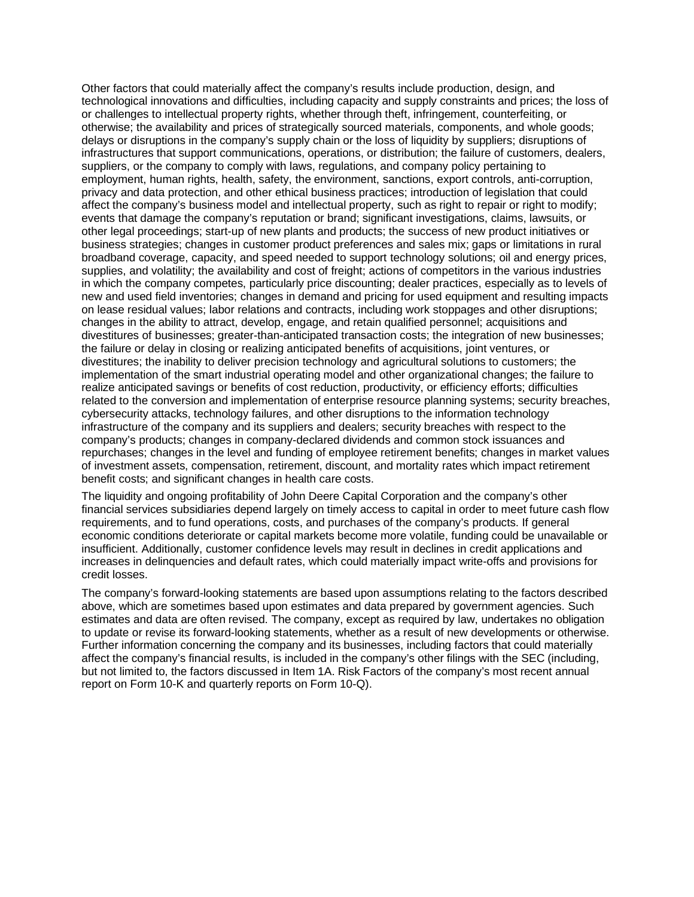Other factors that could materially affect the company's results include production, design, and technological innovations and difficulties, including capacity and supply constraints and prices; the loss of or challenges to intellectual property rights, whether through theft, infringement, counterfeiting, or otherwise; the availability and prices of strategically sourced materials, components, and whole goods; delays or disruptions in the company's supply chain or the loss of liquidity by suppliers; disruptions of infrastructures that support communications, operations, or distribution; the failure of customers, dealers, suppliers, or the company to comply with laws, regulations, and company policy pertaining to employment, human rights, health, safety, the environment, sanctions, export controls, anti-corruption, privacy and data protection, and other ethical business practices; introduction of legislation that could affect the company's business model and intellectual property, such as right to repair or right to modify; events that damage the company's reputation or brand; significant investigations, claims, lawsuits, or other legal proceedings; start-up of new plants and products; the success of new product initiatives or business strategies; changes in customer product preferences and sales mix; gaps or limitations in rural broadband coverage, capacity, and speed needed to support technology solutions; oil and energy prices, supplies, and volatility; the availability and cost of freight; actions of competitors in the various industries in which the company competes, particularly price discounting; dealer practices, especially as to levels of new and used field inventories; changes in demand and pricing for used equipment and resulting impacts on lease residual values; labor relations and contracts, including work stoppages and other disruptions; changes in the ability to attract, develop, engage, and retain qualified personnel; acquisitions and divestitures of businesses; greater-than-anticipated transaction costs; the integration of new businesses; the failure or delay in closing or realizing anticipated benefits of acquisitions, joint ventures, or divestitures; the inability to deliver precision technology and agricultural solutions to customers; the implementation of the smart industrial operating model and other organizational changes; the failure to realize anticipated savings or benefits of cost reduction, productivity, or efficiency efforts; difficulties related to the conversion and implementation of enterprise resource planning systems; security breaches, cybersecurity attacks, technology failures, and other disruptions to the information technology infrastructure of the company and its suppliers and dealers; security breaches with respect to the company's products; changes in company-declared dividends and common stock issuances and repurchases; changes in the level and funding of employee retirement benefits; changes in market values of investment assets, compensation, retirement, discount, and mortality rates which impact retirement benefit costs; and significant changes in health care costs.

The liquidity and ongoing profitability of John Deere Capital Corporation and the company's other financial services subsidiaries depend largely on timely access to capital in order to meet future cash flow requirements, and to fund operations, costs, and purchases of the company's products. If general economic conditions deteriorate or capital markets become more volatile, funding could be unavailable or insufficient. Additionally, customer confidence levels may result in declines in credit applications and increases in delinquencies and default rates, which could materially impact write-offs and provisions for credit losses.

The company's forward-looking statements are based upon assumptions relating to the factors described above, which are sometimes based upon estimates and data prepared by government agencies. Such estimates and data are often revised. The company, except as required by law, undertakes no obligation to update or revise its forward-looking statements, whether as a result of new developments or otherwise. Further information concerning the company and its businesses, including factors that could materially affect the company's financial results, is included in the company's other filings with the SEC (including, but not limited to, the factors discussed in Item 1A. Risk Factors of the company's most recent annual report on Form 10-K and quarterly reports on Form 10-Q).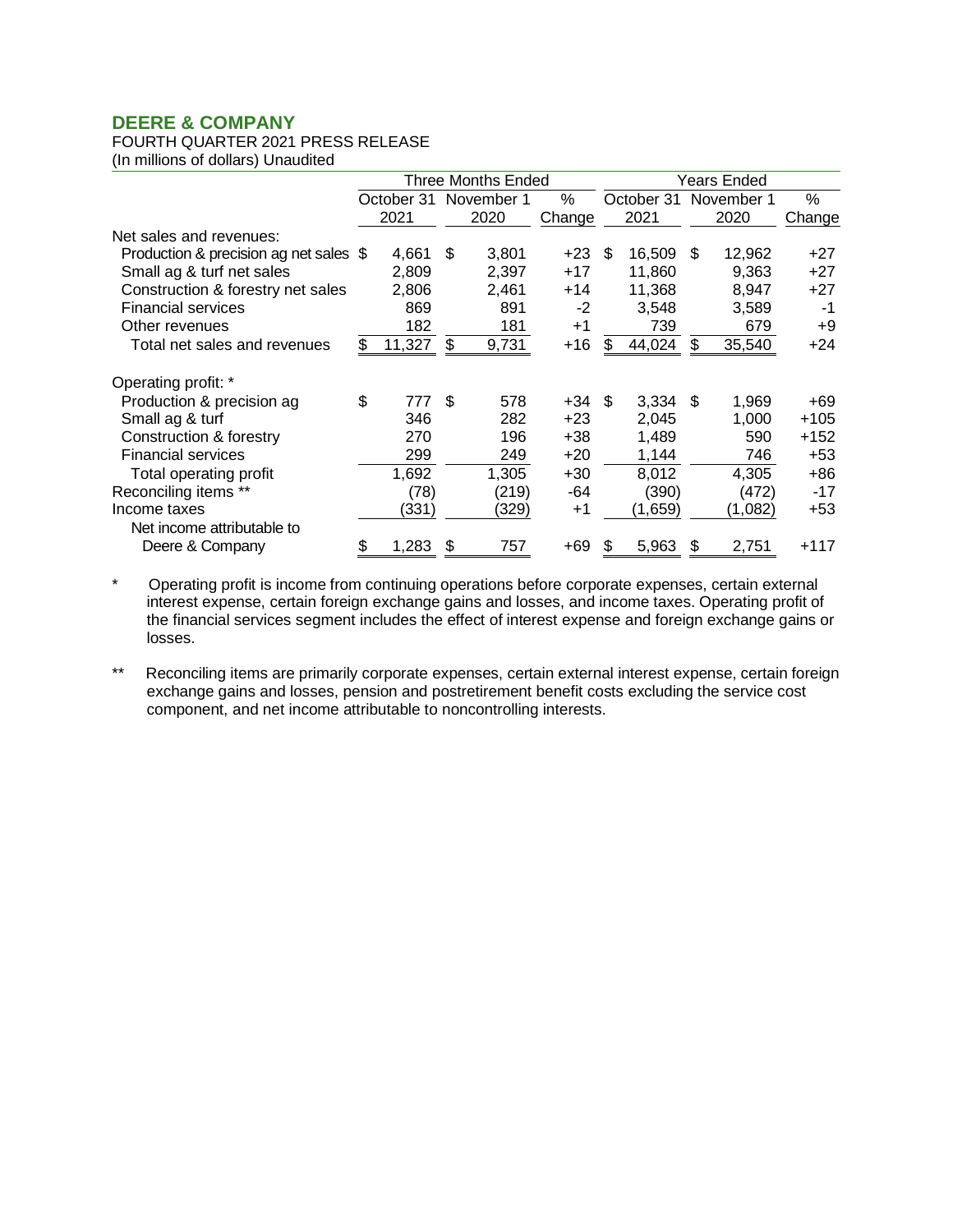# DEERE & COMPANY

FOURTH QUARTER 2021 PRESS RELEASE
(In millions of dollars) Unaudited

| | Three Months Ended | | | Years Ended | | |
|---|---|---|---|---|---|---|
| | October 31 2021 | November 1 2020 | % Change | October 31 2021 | November 1 2020 | % Change |
| Net sales and revenues: | | | | | | |
| Production & precision ag net sales | $ 4,661 | $ 3,801 | +23 | $ 16,509 | $ 12,962 | +27 |
| Small ag & turf net sales | 2,809 | 2,397 | +17 | 11,860 | 9,363 | +27 |
| Construction & forestry net sales | 2,806 | 2,461 | +14 | 11,368 | 8,947 | +27 |
| Financial services | 869 | 891 | -2 | 3,548 | 3,589 | -1 |
| Other revenues | 182 | 181 | +1 | 739 | 679 | +9 |
| Total net sales and revenues | $ 11,327 | $ 9,731 | +16 | $ 44,024 | $ 35,540 | +24 |
| Operating profit: * | | | | | | |
| Production & precision ag | $ 777 | $ 578 | +34 | $ 3,334 | $ 1,969 | +69 |
| Small ag & turf | 346 | 282 | +23 | 2,045 | 1,000 | +105 |
| Construction & forestry | 270 | 196 | +38 | 1,489 | 590 | +152 |
| Financial services | 299 | 249 | +20 | 1,144 | 746 | +53 |
| Total operating profit | 1,692 | 1,305 | +30 | 8,012 | 4,305 | +86 |
| Reconciling items ** | (78) | (219) | -64 | (390) | (472) | -17 |
| Income taxes | (331) | (329) | +1 | (1,659) | (1,082) | +53 |
| Net income attributable to Deere & Company | $ 1,283 | $ 757 | +69 | $ 5,963 | $ 2,751 | +117 |

\* Operating profit is income from continuing operations before corporate expenses, certain external interest expense, certain foreign exchange gains and losses, and income taxes. Operating profit of the financial services segment includes the effect of interest expense and foreign exchange gains or losses.

** Reconciling items are primarily corporate expenses, certain external interest expense, certain foreign exchange gains and losses, pension and postretirement benefit costs excluding the service cost component, and net income attributable to noncontrolling interests.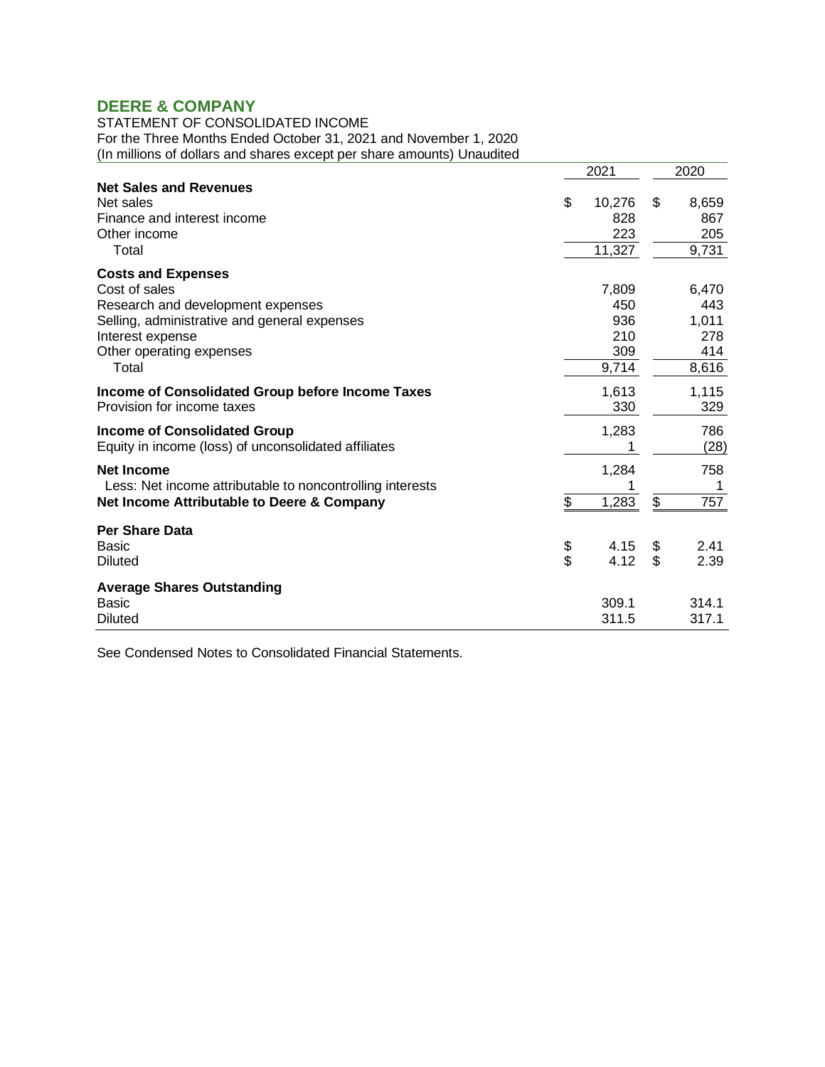## DEERE & COMPANY

STATEMENT OF CONSOLIDATED INCOME
For the Three Months Ended October 31, 2021 and November 1, 2020
(In millions of dollars and shares except per share amounts) Unaudited

| | 2021 | 2020 |
|---|---|---|
| **Net Sales and Revenues** | | |
| Net sales | $ 10,276 | $ 8,659 |
| Finance and interest income | 828 | 867 |
| Other income | 223 | 205 |
| Total | 11,327 | 9,731 |
| **Costs and Expenses** | | |
| Cost of sales | 7,809 | 6,470 |
| Research and development expenses | 450 | 443 |
| Selling, administrative and general expenses | 936 | 1,011 |
| Interest expense | 210 | 278 |
| Other operating expenses | 309 | 414 |
| Total | 9,714 | 8,616 |
| **Income of Consolidated Group before Income Taxes** | 1,613 | 1,115 |
| Provision for income taxes | 330 | 329 |
| **Income of Consolidated Group** | 1,283 | 786 |
| Equity in income (loss) of unconsolidated affiliates | 1 | (28) |
| **Net Income** | 1,284 | 758 |
| Less: Net income attributable to noncontrolling interests | 1 | 1 |
| **Net Income Attributable to Deere & Company** | $ 1,283 | $ 757 |
| **Per Share Data** | | |
| Basic | $ 4.15 | $ 2.41 |
| Diluted | $ 4.12 | $ 2.39 |
| **Average Shares Outstanding** | | |
| Basic | 309.1 | 314.1 |
| Diluted | 311.5 | 317.1 |

See Condensed Notes to Consolidated Financial Statements.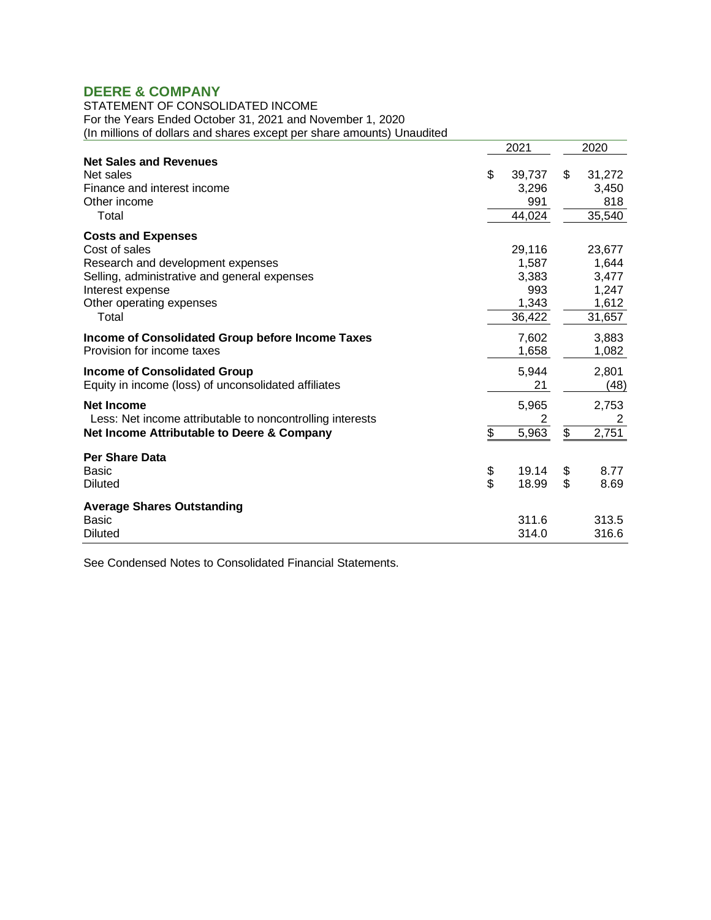## DEERE & COMPANY

STATEMENT OF CONSOLIDATED INCOME
For the Years Ended October 31, 2021 and November 1, 2020
(In millions of dollars and shares except per share amounts) Unaudited

| | 2021 | 2020 |
|---|---|---|
| **Net Sales and Revenues** | | |
| Net sales | $ 39,737 | $ 31,272 |
| Finance and interest income | 3,296 | 3,450 |
| Other income | 991 | 818 |
| Total | 44,024 | 35,540 |
| **Costs and Expenses** | | |
| Cost of sales | 29,116 | 23,677 |
| Research and development expenses | 1,587 | 1,644 |
| Selling, administrative and general expenses | 3,383 | 3,477 |
| Interest expense | 993 | 1,247 |
| Other operating expenses | 1,343 | 1,612 |
| Total | 36,422 | 31,657 |
| **Income of Consolidated Group before Income Taxes** | 7,602 | 3,883 |
| Provision for income taxes | 1,658 | 1,082 |
| **Income of Consolidated Group** | 5,944 | 2,801 |
| Equity in income (loss) of unconsolidated affiliates | 21 | (48) |
| **Net Income** | 5,965 | 2,753 |
| Less: Net income attributable to noncontrolling interests | 2 | 2 |
| **Net Income Attributable to Deere & Company** | $ 5,963 | $ 2,751 |
| **Per Share Data** | | |
| Basic | $ 19.14 | $ 8.77 |
| Diluted | $ 18.99 | $ 8.69 |
| **Average Shares Outstanding** | | |
| Basic | 311.6 | 313.5 |
| Diluted | 314.0 | 316.6 |

See Condensed Notes to Consolidated Financial Statements.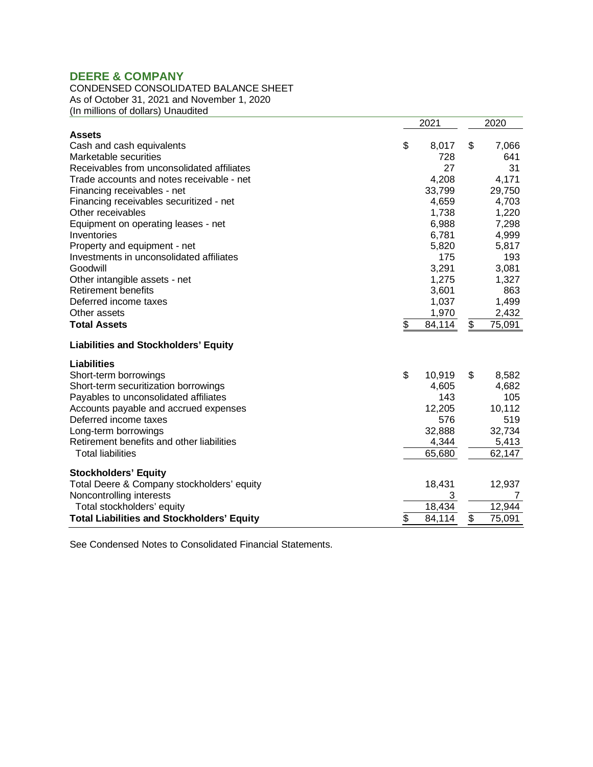# DEERE & COMPANY

CONDENSED CONSOLIDATED BALANCE SHEET
As of October 31, 2021 and November 1, 2020
(In millions of dollars) Unaudited

| | 2021 | 2020 |
|---|---|---|
| **Assets** | | |
| Cash and cash equivalents | $ 8,017 | $ 7,066 |
| Marketable securities | 728 | 641 |
| Receivables from unconsolidated affiliates | 27 | 31 |
| Trade accounts and notes receivable - net | 4,208 | 4,171 |
| Financing receivables - net | 33,799 | 29,750 |
| Financing receivables securitized - net | 4,659 | 4,703 |
| Other receivables | 1,738 | 1,220 |
| Equipment on operating leases - net | 6,988 | 7,298 |
| Inventories | 6,781 | 4,999 |
| Property and equipment - net | 5,820 | 5,817 |
| Investments in unconsolidated affiliates | 175 | 193 |
| Goodwill | 3,291 | 3,081 |
| Other intangible assets - net | 1,275 | 1,327 |
| Retirement benefits | 3,601 | 863 |
| Deferred income taxes | 1,037 | 1,499 |
| Other assets | 1,970 | 2,432 |
| **Total Assets** | $ 84,114 | $ 75,091 |
| **Liabilities and Stockholders' Equity** | | |
| **Liabilities** | | |
| Short-term borrowings | $ 10,919 | $ 8,582 |
| Short-term securitization borrowings | 4,605 | 4,682 |
| Payables to unconsolidated affiliates | 143 | 105 |
| Accounts payable and accrued expenses | 12,205 | 10,112 |
| Deferred income taxes | 576 | 519 |
| Long-term borrowings | 32,888 | 32,734 |
| Retirement benefits and other liabilities | 4,344 | 5,413 |
| Total liabilities | 65,680 | 62,147 |
| **Stockholders' Equity** | | |
| Total Deere & Company stockholders' equity | 18,431 | 12,937 |
| Noncontrolling interests | 3 | 7 |
| Total stockholders' equity | 18,434 | 12,944 |
| **Total Liabilities and Stockholders' Equity** | $ 84,114 | $ 75,091 |

See Condensed Notes to Consolidated Financial Statements.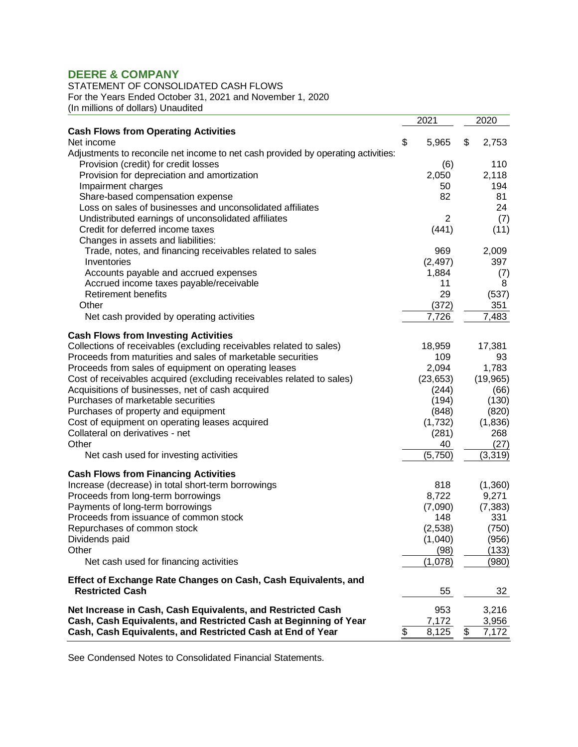# DEERE & COMPANY

STATEMENT OF CONSOLIDATED CASH FLOWS
For the Years Ended October 31, 2021 and November 1, 2020
(In millions of dollars) Unaudited

| | 2021 | 2020 |
|---|---|---|
| **Cash Flows from Operating Activities** | | |
| Net income | $ 5,965 | $ 2,753 |
| Adjustments to reconcile net income to net cash provided by operating activities: | | |
| Provision (credit) for credit losses | (6) | 110 |
| Provision for depreciation and amortization | 2,050 | 2,118 |
| Impairment charges | 50 | 194 |
| Share-based compensation expense | 82 | 81 |
| Loss on sales of businesses and unconsolidated affiliates | | 24 |
| Undistributed earnings of unconsolidated affiliates | 2 | (7) |
| Credit for deferred income taxes | (441) | (11) |
| Changes in assets and liabilities: | | |
| Trade, notes, and financing receivables related to sales | 969 | 2,009 |
| Inventories | (2,497) | 397 |
| Accounts payable and accrued expenses | 1,884 | (7) |
| Accrued income taxes payable/receivable | 11 | 8 |
| Retirement benefits | 29 | (537) |
| Other | (372) | 351 |
| Net cash provided by operating activities | 7,726 | 7,483 |
| **Cash Flows from Investing Activities** | | |
| Collections of receivables (excluding receivables related to sales) | 18,959 | 17,381 |
| Proceeds from maturities and sales of marketable securities | 109 | 93 |
| Proceeds from sales of equipment on operating leases | 2,094 | 1,783 |
| Cost of receivables acquired (excluding receivables related to sales) | (23,653) | (19,965) |
| Acquisitions of businesses, net of cash acquired | (244) | (66) |
| Purchases of marketable securities | (194) | (130) |
| Purchases of property and equipment | (848) | (820) |
| Cost of equipment on operating leases acquired | (1,732) | (1,836) |
| Collateral on derivatives - net | (281) | 268 |
| Other | 40 | (27) |
| Net cash used for investing activities | (5,750) | (3,319) |
| **Cash Flows from Financing Activities** | | |
| Increase (decrease) in total short-term borrowings | 818 | (1,360) |
| Proceeds from long-term borrowings | 8,722 | 9,271 |
| Payments of long-term borrowings | (7,090) | (7,383) |
| Proceeds from issuance of common stock | 148 | 331 |
| Repurchases of common stock | (2,538) | (750) |
| Dividends paid | (1,040) | (956) |
| Other | (98) | (133) |
| Net cash used for financing activities | (1,078) | (980) |
| **Effect of Exchange Rate Changes on Cash, Cash Equivalents, and Restricted Cash** | 55 | 32 |
| **Net Increase in Cash, Cash Equivalents, and Restricted Cash** | 953 | 3,216 |
| **Cash, Cash Equivalents, and Restricted Cash at Beginning of Year** | 7,172 | 3,956 |
| **Cash, Cash Equivalents, and Restricted Cash at End of Year** | $ 8,125 | $ 7,172 |

See Condensed Notes to Consolidated Financial Statements.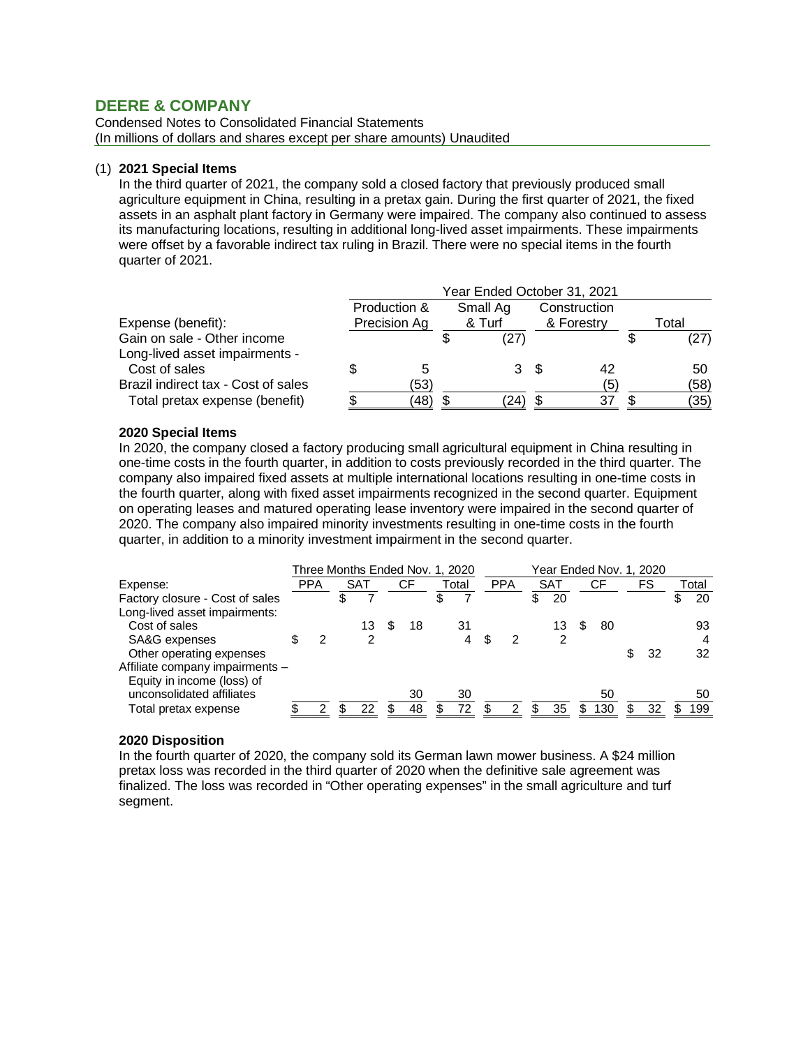## DEERE & COMPANY

Condensed Notes to Consolidated Financial Statements
(In millions of dollars and shares except per share amounts) Unaudited

(1) **2021 Special Items**

In the third quarter of 2021, the company sold a closed factory that previously produced small agriculture equipment in China, resulting in a pretax gain. During the first quarter of 2021, the fixed assets in an asphalt plant factory in Germany were impaired. The company also continued to assess its manufacturing locations, resulting in additional long-lived asset impairments. These impairments were offset by a favorable indirect tax ruling in Brazil. There were no special items in the fourth quarter of 2021.

| | Year Ended October 31, 2021 | | | |
|---|---|---|---|---|
| Expense (benefit): | Production & Precision Ag | Small Ag & Turf | Construction & Forestry | Total |
| Gain on sale - Other income | | $ (27) | | $ (27) |
| Long-lived asset impairments - Cost of sales | $ 5 | 3 | $ 42 | 50 |
| Brazil indirect tax - Cost of sales | (53) | | (5) | (58) |
| Total pretax expense (benefit) | $ (48) | $ (24) | $ 37 | $ (35) |

**2020 Special Items**

In 2020, the company closed a factory producing small agricultural equipment in China resulting in one-time costs in the fourth quarter, in addition to costs previously recorded in the third quarter. The company also impaired fixed assets at multiple international locations resulting in one-time costs in the fourth quarter, along with fixed asset impairments recognized in the second quarter. Equipment on operating leases and matured operating lease inventory were impaired in the second quarter of 2020. The company also impaired minority investments resulting in one-time costs in the fourth quarter, in addition to a minority investment impairment in the second quarter.

| | Three Months Ended Nov. 1, 2020 | | | | Year Ended Nov. 1, 2020 | | | | |
|---|---|---|---|---|---|---|---|---|---|
| Expense: | PPA | SAT | CF | Total | PPA | SAT | CF | FS | Total |
| Factory closure - Cost of sales | | $ 7 | | $ 7 | | $ 20 | | | $ 20 |
| Long-lived asset impairments: | | | | | | | | | |
| Cost of sales | | 13 | $ 18 | 31 | | 13 | $ 80 | | 93 |
| SA&G expenses | $ 2 | 2 | | 4 | $ 2 | 2 | | | 4 |
| Other operating expenses | | | | | | | | $ 32 | 32 |
| Affiliate company impairments – Equity in income (loss) of unconsolidated affiliates | | | 30 | 30 | | | 50 | | 50 |
| Total pretax expense | $ 2 | $ 22 | $ 48 | $ 72 | $ 2 | $ 35 | $ 130 | $ 32 | $ 199 |

**2020 Disposition**

In the fourth quarter of 2020, the company sold its German lawn mower business. A $24 million pretax loss was recorded in the third quarter of 2020 when the definitive sale agreement was finalized. The loss was recorded in "Other operating expenses" in the small agriculture and turf segment.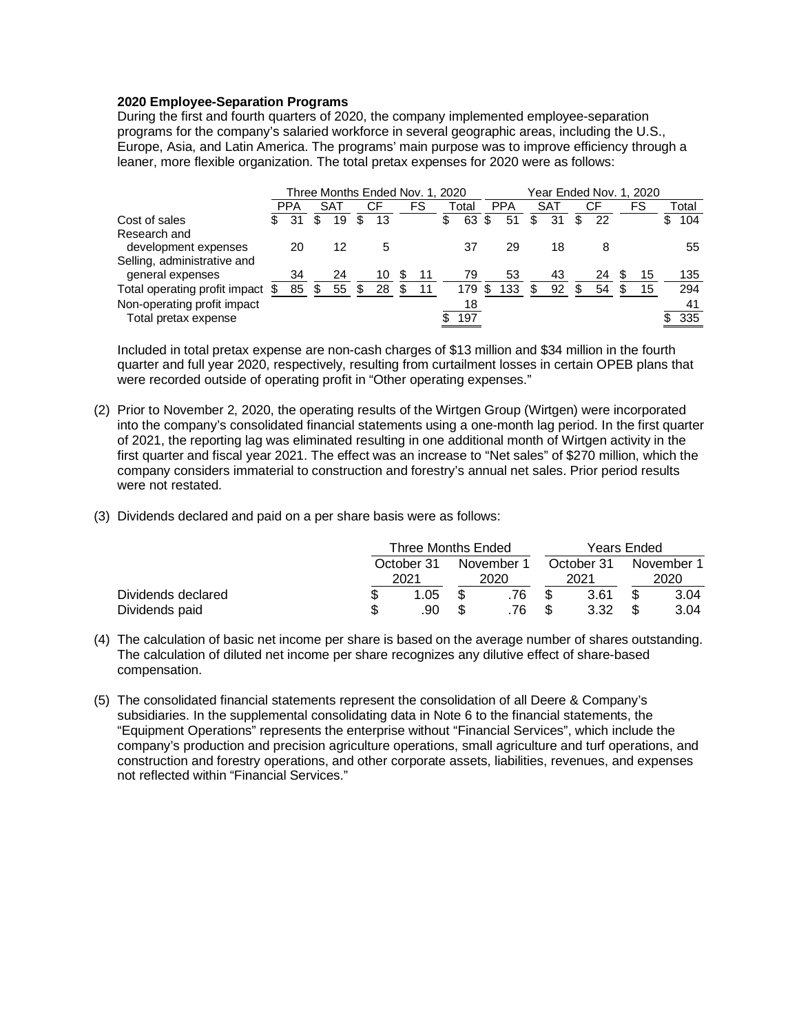**2020 Employee-Separation Programs**

During the first and fourth quarters of 2020, the company implemented employee-separation programs for the company's salaried workforce in several geographic areas, including the U.S., Europe, Asia, and Latin America. The programs' main purpose was to improve efficiency through a leaner, more flexible organization. The total pretax expenses for 2020 were as follows:

| | Three Months Ended Nov. 1, 2020 | | | | | Year Ended Nov. 1, 2020 | | | | |
|---|---|---|---|---|---|---|---|---|---|---|
| | PPA | SAT | CF | FS | Total | PPA | SAT | CF | FS | Total |
| Cost of sales | $ 31 | $ 19 | $ 13 | | $ 63 | $ 51 | $ 31 | $ 22 | | $ 104 |
| Research and development expenses | 20 | 12 | 5 | | 37 | 29 | 18 | 8 | | 55 |
| Selling, administrative and general expenses | 34 | 24 | 10 | $ 11 | 79 | 53 | 43 | 24 | $ 15 | 135 |
| Total operating profit impact | $ 85 | $ 55 | $ 28 | $ 11 | 179 | $ 133 | $ 92 | $ 54 | $ 15 | 294 |
| Non-operating profit impact | | | | | 18 | | | | | 41 |
| Total pretax expense | | | | | $ 197 | | | | | $ 335 |

Included in total pretax expense are non-cash charges of $13 million and $34 million in the fourth quarter and full year 2020, respectively, resulting from curtailment losses in certain OPEB plans that were recorded outside of operating profit in "Other operating expenses."

(2) Prior to November 2, 2020, the operating results of the Wirtgen Group (Wirtgen) were incorporated into the company's consolidated financial statements using a one-month lag period. In the first quarter of 2021, the reporting lag was eliminated resulting in one additional month of Wirtgen activity in the first quarter and fiscal year 2021. The effect was an increase to "Net sales" of $270 million, which the company considers immaterial to construction and forestry's annual net sales. Prior period results were not restated.

(3) Dividends declared and paid on a per share basis were as follows:

| | Three Months Ended | | Years Ended | |
|---|---|---|---|---|
| | October 31 2021 | November 1 2020 | October 31 2021 | November 1 2020 |
| Dividends declared | $ 1.05 | $ .76 | $ 3.61 | $ 3.04 |
| Dividends paid | $ .90 | $ .76 | $ 3.32 | $ 3.04 |

(4) The calculation of basic net income per share is based on the average number of shares outstanding. The calculation of diluted net income per share recognizes any dilutive effect of share-based compensation.

(5) The consolidated financial statements represent the consolidation of all Deere & Company's subsidiaries. In the supplemental consolidating data in Note 6 to the financial statements, the "Equipment Operations" represents the enterprise without "Financial Services", which include the company's production and precision agriculture operations, small agriculture and turf operations, and construction and forestry operations, and other corporate assets, liabilities, revenues, and expenses not reflected within "Financial Services."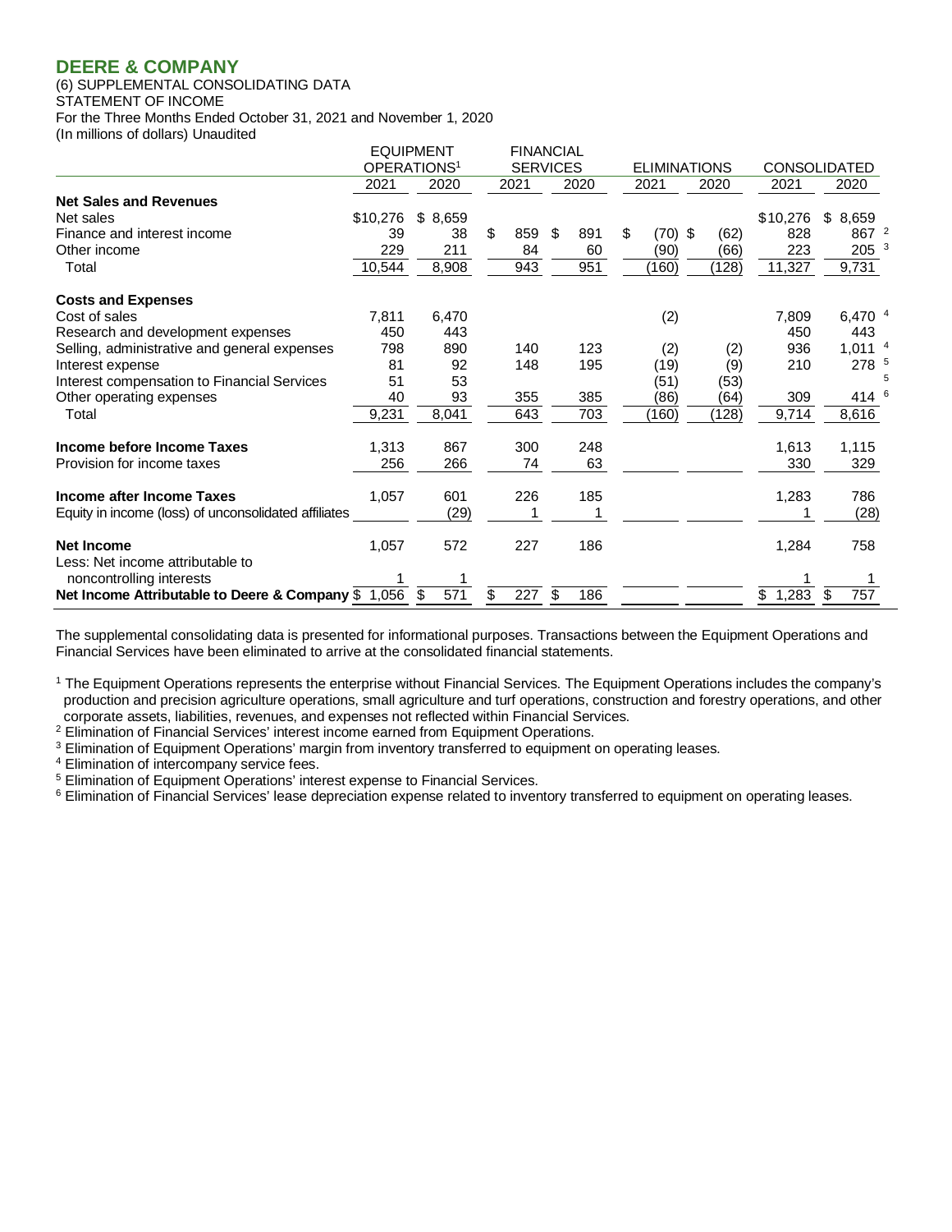## DEERE & COMPANY

(6) SUPPLEMENTAL CONSOLIDATING DATA
STATEMENT OF INCOME
For the Three Months Ended October 31, 2021 and November 1, 2020
(In millions of dollars) Unaudited

| | EQUIPMENT OPERATIONS[1] | | FINANCIAL SERVICES | | ELIMINATIONS | | CONSOLIDATED | |
|---|---|---|---|---|---|---|---|---|
| | 2021 | 2020 | 2021 | 2020 | 2021 | 2020 | 2021 | 2020 |
| **Net Sales and Revenues** | | | | | | | | |
| Net sales | $10,276 | $ 8,659 | | | | | $10,276 | $ 8,659 |
| Finance and interest income | 39 | 38 | $ 859 | $ 891 | $ (70) | $ (62) | 828 | 867 [2] |
| Other income | 229 | 211 | 84 | 60 | (90) | (66) | 223 | 205 [3] |
| Total | 10,544 | 8,908 | 943 | 951 | (160) | (128) | 11,327 | 9,731 |
| **Costs and Expenses** | | | | | | | | |
| Cost of sales | 7,811 | 6,470 | | | (2) | | 7,809 | 6,470 [4] |
| Research and development expenses | 450 | 443 | | | | | 450 | 443 |
| Selling, administrative and general expenses | 798 | 890 | 140 | 123 | (2) | (2) | 936 | 1,011 [4] |
| Interest expense | 81 | 92 | 148 | 195 | (19) | (9) | 210 | 278 [5] |
| Interest compensation to Financial Services | 51 | 53 | | | (51) | (53) | | [5] |
| Other operating expenses | 40 | 93 | 355 | 385 | (86) | (64) | 309 | 414 [6] |
| Total | 9,231 | 8,041 | 643 | 703 | (160) | (128) | 9,714 | 8,616 |
| **Income before Income Taxes** | 1,313 | 867 | 300 | 248 | | | 1,613 | 1,115 |
| Provision for income taxes | 256 | 266 | 74 | 63 | | | 330 | 329 |
| **Income after Income Taxes** | 1,057 | 601 | 226 | 185 | | | 1,283 | 786 |
| Equity in income (loss) of unconsolidated affiliates | | (29) | 1 | 1 | | | 1 | (28) |
| **Net Income** | 1,057 | 572 | 227 | 186 | | | 1,284 | 758 |
| Less: Net income attributable to noncontrolling interests | 1 | 1 | | | | | 1 | 1 |
| **Net Income Attributable to Deere & Company** | $ 1,056 | $ 571 | $ 227 | $ 186 | | | $ 1,283 | $ 757 |

The supplemental consolidating data is presented for informational purposes. Transactions between the Equipment Operations and Financial Services have been eliminated to arrive at the consolidated financial statements.

[1] The Equipment Operations represents the enterprise without Financial Services. The Equipment Operations includes the company's production and precision agriculture operations, small agriculture and turf operations, construction and forestry operations, and other corporate assets, liabilities, revenues, and expenses not reflected within Financial Services.

[2] Elimination of Financial Services' interest income earned from Equipment Operations.

[3] Elimination of Equipment Operations' margin from inventory transferred to equipment on operating leases.

[4] Elimination of intercompany service fees.

[5] Elimination of Equipment Operations' interest expense to Financial Services.

[6] Elimination of Financial Services' lease depreciation expense related to inventory transferred to equipment on operating leases.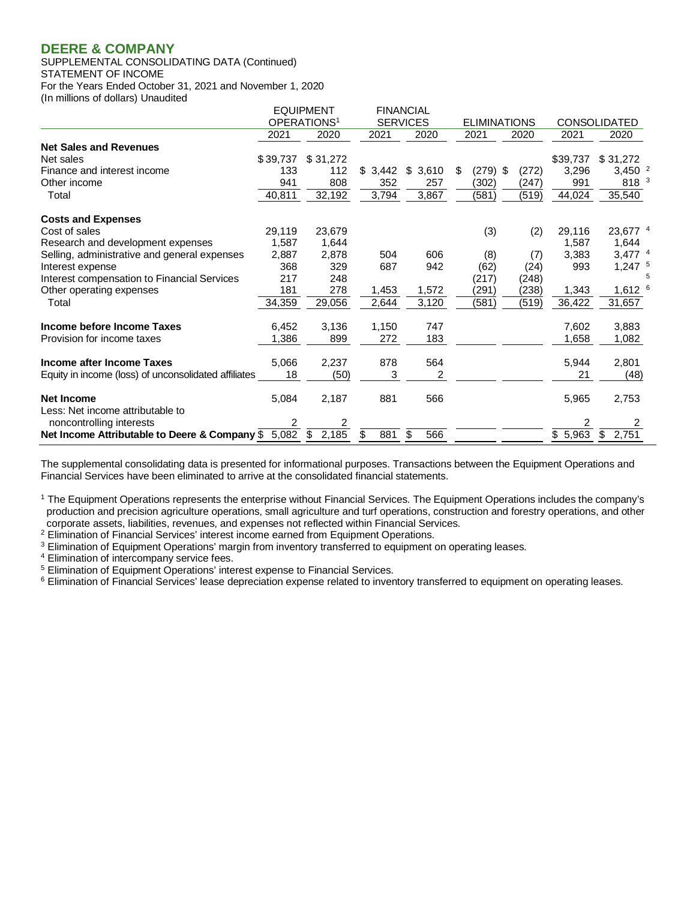## DEERE & COMPANY

SUPPLEMENTAL CONSOLIDATING DATA (Continued)
STATEMENT OF INCOME
For the Years Ended October 31, 2021 and November 1, 2020
(In millions of dollars) Unaudited

| | EQUIPMENT OPERATIONS[1] | | FINANCIAL SERVICES | | ELIMINATIONS | | | CONSOLIDATED | | |
|---|---|---|---|---|---|---|---|---|---|---|
| | 2021 | 2020 | 2021 | 2020 | 2021 | 2020 | | 2021 | 2020 | |
| **Net Sales and Revenues** | | | | | | | | | | |
| Net sales | $39,737 | $31,272 | | | | | | $39,737 | $31,272 | |
| Finance and interest income | 133 | 112 | $3,442 | $3,610 | $(279) | $(272) | | 3,296 | 3,450 | [2] |
| Other income | 941 | 808 | 352 | 257 | (302) | (247) | | 991 | 818 | [3] |
| Total | 40,811 | 32,192 | 3,794 | 3,867 | (581) | (519) | | 44,024 | 35,540 | |
| **Costs and Expenses** | | | | | | | | | | |
| Cost of sales | 29,119 | 23,679 | | | (3) | (2) | | 29,116 | 23,677 | [4] |
| Research and development expenses | 1,587 | 1,644 | | | | | | 1,587 | 1,644 | |
| Selling, administrative and general expenses | 2,887 | 2,878 | 504 | 606 | (8) | (7) | | 3,383 | 3,477 | [4] |
| Interest expense | 368 | 329 | 687 | 942 | (62) | (24) | | 993 | 1,247 | [5] |
| Interest compensation to Financial Services | 217 | 248 | | | (217) | (248) | | | | [5] |
| Other operating expenses | 181 | 278 | 1,453 | 1,572 | (291) | (238) | | 1,343 | 1,612 | [6] |
| Total | 34,359 | 29,056 | 2,644 | 3,120 | (581) | (519) | | 36,422 | 31,657 | |
| **Income before Income Taxes** | 6,452 | 3,136 | 1,150 | 747 | | | | 7,602 | 3,883 | |
| Provision for income taxes | 1,386 | 899 | 272 | 183 | | | | 1,658 | 1,082 | |
| **Income after Income Taxes** | 5,066 | 2,237 | 878 | 564 | | | | 5,944 | 2,801 | |
| Equity in income (loss) of unconsolidated affiliates | 18 | (50) | 3 | 2 | | | | 21 | (48) | |
| **Net Income** | 5,084 | 2,187 | 881 | 566 | | | | 5,965 | 2,753 | |
| Less: Net income attributable to noncontrolling interests | 2 | 2 | | | | | | 2 | 2 | |
| **Net Income Attributable to Deere & Company** | $ 5,082 | $ 2,185 | $ 881 | $ 566 | | | | $ 5,963 | $ 2,751 | |

The supplemental consolidating data is presented for informational purposes. Transactions between the Equipment Operations and Financial Services have been eliminated to arrive at the consolidated financial statements.

[1] The Equipment Operations represents the enterprise without Financial Services. The Equipment Operations includes the company's production and precision agriculture operations, small agriculture and turf operations, construction and forestry operations, and other corporate assets, liabilities, revenues, and expenses not reflected within Financial Services.

[2] Elimination of Financial Services' interest income earned from Equipment Operations.

[3] Elimination of Equipment Operations' margin from inventory transferred to equipment on operating leases.

[4] Elimination of intercompany service fees.

[5] Elimination of Equipment Operations' interest expense to Financial Services.

[6] Elimination of Financial Services' lease depreciation expense related to inventory transferred to equipment on operating leases.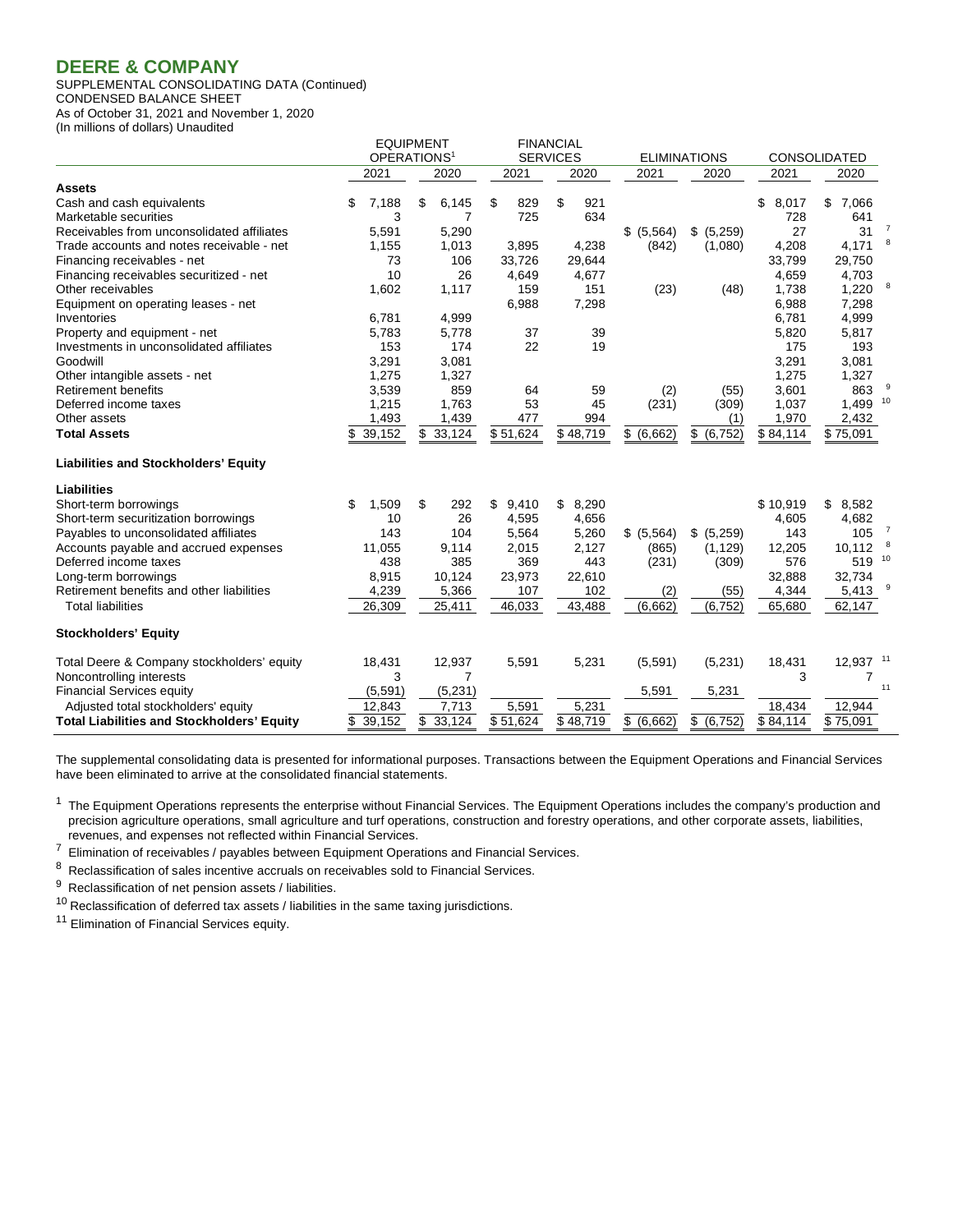# DEERE & COMPANY

SUPPLEMENTAL CONSOLIDATING DATA (Continued)
CONDENSED BALANCE SHEET
As of October 31, 2021 and November 1, 2020
(In millions of dollars) Unaudited

| | EQUIPMENT OPERATIONS[1] | | FINANCIAL SERVICES | | ELIMINATIONS | | CONSOLIDATED | | |
|---|---|---|---|---|---|---|---|---|---|
| | 2021 | 2020 | 2021 | 2020 | 2021 | 2020 | 2021 | 2020 | |
| **Assets** | | | | | | | | | |
| Cash and cash equivalents | $ 7,188 | $ 6,145 | $ 829 | $ 921 | | | $ 8,017 | $ 7,066 | |
| Marketable securities | 3 | 7 | 725 | 634 | | | 728 | 641 | |
| Receivables from unconsolidated affiliates | 5,591 | 5,290 | | | $ (5,564) | $ (5,259) | 27 | 31 | 7 |
| Trade accounts and notes receivable - net | 1,155 | 1,013 | 3,895 | 4,238 | (842) | (1,080) | 4,208 | 4,171 | 8 |
| Financing receivables - net | 73 | 106 | 33,726 | 29,644 | | | 33,799 | 29,750 | |
| Financing receivables securitized - net | 10 | 26 | 4,649 | 4,677 | | | 4,659 | 4,703 | |
| Other receivables | 1,602 | 1,117 | 159 | 151 | (23) | (48) | 1,738 | 1,220 | 8 |
| Equipment on operating leases - net | | | 6,988 | 7,298 | | | 6,988 | 7,298 | |
| Inventories | 6,781 | 4,999 | | | | | 6,781 | 4,999 | |
| Property and equipment - net | 5,783 | 5,778 | 37 | 39 | | | 5,820 | 5,817 | |
| Investments in unconsolidated affiliates | 153 | 174 | 22 | 19 | | | 175 | 193 | |
| Goodwill | 3,291 | 3,081 | | | | | 3,291 | 3,081 | |
| Other intangible assets - net | 1,275 | 1,327 | | | | | 1,275 | 1,327 | |
| Retirement benefits | 3,539 | 859 | 64 | 59 | (2) | (55) | 3,601 | 863 | 9 |
| Deferred income taxes | 1,215 | 1,763 | 53 | 45 | (231) | (309) | 1,037 | 1,499 | 10 |
| Other assets | 1,493 | 1,439 | 477 | 994 | | (1) | 1,970 | 2,432 | |
| **Total Assets** | $ 39,152 | $ 33,124 | $ 51,624 | $ 48,719 | $ (6,662) | $ (6,752) | $ 84,114 | $ 75,091 | |
| **Liabilities and Stockholders' Equity** | | | | | | | | | |
| **Liabilities** | | | | | | | | | |
| Short-term borrowings | $ 1,509 | $ 292 | $ 9,410 | $ 8,290 | | | $ 10,919 | $ 8,582 | |
| Short-term securitization borrowings | 10 | 26 | 4,595 | 4,656 | | | 4,605 | 4,682 | |
| Payables to unconsolidated affiliates | 143 | 104 | 5,564 | 5,260 | $ (5,564) | $ (5,259) | 143 | 105 | 7 |
| Accounts payable and accrued expenses | 11,055 | 9,114 | 2,015 | 2,127 | (865) | (1,129) | 12,205 | 10,112 | 8 |
| Deferred income taxes | 438 | 385 | 369 | 443 | (231) | (309) | 576 | 519 | 10 |
| Long-term borrowings | 8,915 | 10,124 | 23,973 | 22,610 | | | 32,888 | 32,734 | |
| Retirement benefits and other liabilities | 4,239 | 5,366 | 107 | 102 | (2) | (55) | 4,344 | 5,413 | 9 |
| Total liabilities | 26,309 | 25,411 | 46,033 | 43,488 | (6,662) | (6,752) | 65,680 | 62,147 | |
| **Stockholders' Equity** | | | | | | | | | |
| Total Deere & Company stockholders' equity | 18,431 | 12,937 | 5,591 | 5,231 | (5,591) | (5,231) | 18,431 | 12,937 | 11 |
| Noncontrolling interests | 3 | 7 | | | | | 3 | 7 | |
| Financial Services equity | (5,591) | (5,231) | | | 5,591 | 5,231 | | | 11 |
| Adjusted total stockholders' equity | 12,843 | 7,713 | 5,591 | 5,231 | | | 18,434 | 12,944 | |
| **Total Liabilities and Stockholders' Equity** | $ 39,152 | $ 33,124 | $ 51,624 | $ 48,719 | $ (6,662) | $ (6,752) | $ 84,114 | $ 75,091 | |

The supplemental consolidating data is presented for informational purposes. Transactions between the Equipment Operations and Financial Services have been eliminated to arrive at the consolidated financial statements.

[1] The Equipment Operations represents the enterprise without Financial Services. The Equipment Operations includes the company's production and precision agriculture operations, small agriculture and turf operations, construction and forestry operations, and other corporate assets, liabilities, revenues, and expenses not reflected within Financial Services.

[7] Elimination of receivables / payables between Equipment Operations and Financial Services.

[8] Reclassification of sales incentive accruals on receivables sold to Financial Services.

[9] Reclassification of net pension assets / liabilities.

[10] Reclassification of deferred tax assets / liabilities in the same taxing jurisdictions.

[11] Elimination of Financial Services equity.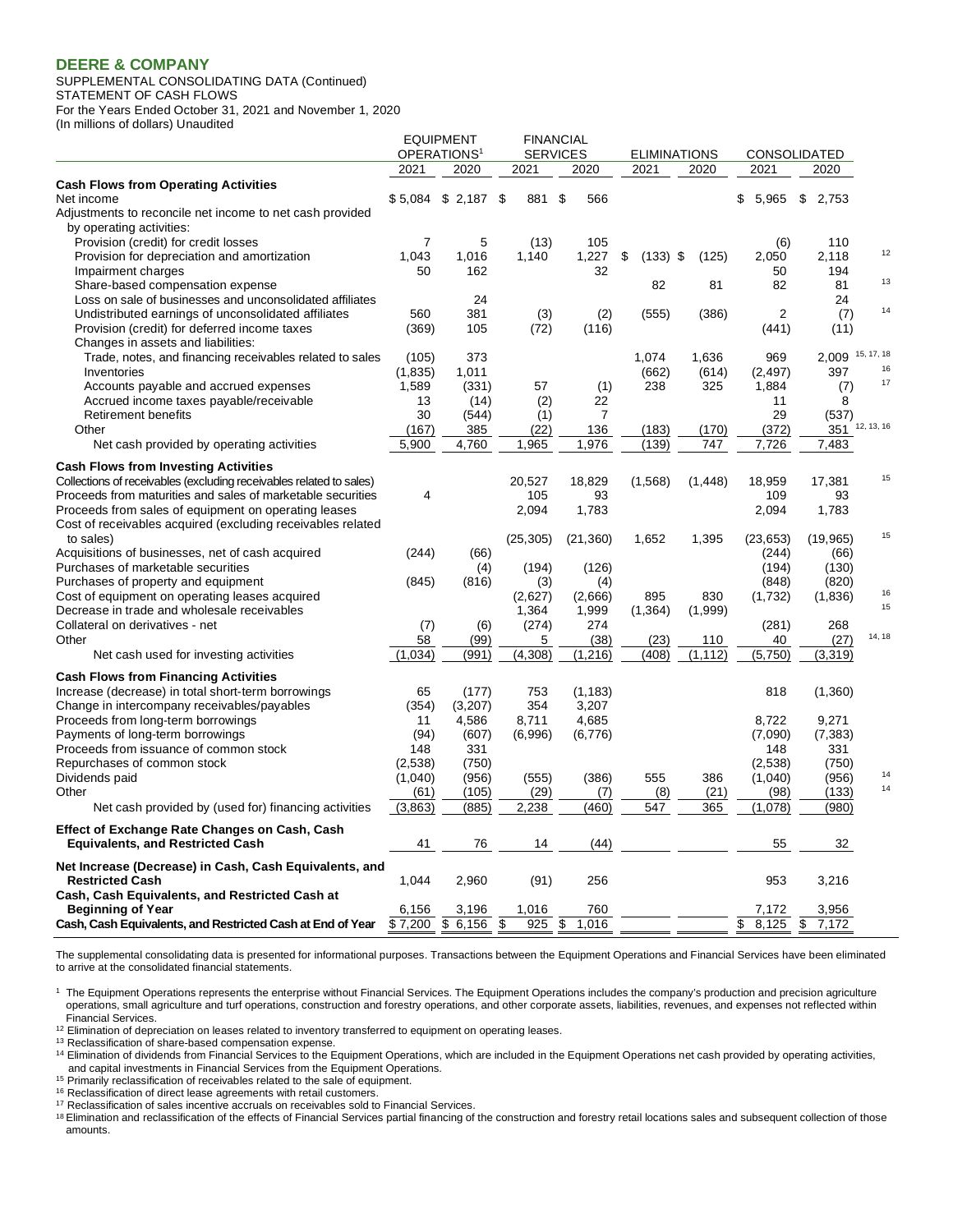## DEERE & COMPANY

SUPPLEMENTAL CONSOLIDATING DATA (Continued)
STATEMENT OF CASH FLOWS
For the Years Ended October 31, 2021 and November 1, 2020
(In millions of dollars) Unaudited

| | EQUIPMENT OPERATIONS[1] | | FINANCIAL SERVICES | | ELIMINATIONS | | CONSOLIDATED | | |
|---|---|---|---|---|---|---|---|---|---|
| | 2021 | 2020 | 2021 | 2020 | 2021 | 2020 | 2021 | 2020 | |
| **Cash Flows from Operating Activities** | | | | | | | | | |
| Net income | $ 5,084 | $ 2,187 | $ 881 | $ 566 | | | $ 5,965 | $ 2,753 | |
| Adjustments to reconcile net income to net cash provided by operating activities: | | | | | | | | | |
| Provision (credit) for credit losses | 7 | 5 | (13) | 105 | | | (6) | 110 | |
| Provision for depreciation and amortization | 1,043 | 1,016 | 1,140 | 1,227 | $ (133) | $ (125) | 2,050 | 2,118 | 12 |
| Impairment charges | 50 | 162 | | 32 | | | 50 | 194 | |
| Share-based compensation expense | | | | | 82 | 81 | 82 | 81 | 13 |
| Loss on sale of businesses and unconsolidated affiliates | | 24 | | | | | | 24 | |
| Undistributed earnings of unconsolidated affiliates | 560 | 381 | (3) | (2) | (555) | (386) | 2 | (7) | 14 |
| Provision (credit) for deferred income taxes | (369) | 105 | (72) | (116) | | | (441) | (11) | |
| Changes in assets and liabilities: | | | | | | | | | |
| Trade, notes, and financing receivables related to sales | (105) | 373 | | | 1,074 | 1,636 | 969 | 2,009 | 15, 17, 18 |
| Inventories | (1,835) | 1,011 | | | (662) | (614) | (2,497) | 397 | 16 |
| Accounts payable and accrued expenses | 1,589 | (331) | 57 | (1) | 238 | 325 | 1,884 | (7) | 17 |
| Accrued income taxes payable/receivable | 13 | (14) | (2) | 22 | | | 11 | 8 | |
| Retirement benefits | 30 | (544) | (1) | 7 | | | 29 | (537) | |
| Other | (167) | 385 | (22) | 136 | (183) | (170) | (372) | 351 | 12, 13, 16 |
| Net cash provided by operating activities | 5,900 | 4,760 | 1,965 | 1,976 | (139) | 747 | 7,726 | 7,483 | |
| **Cash Flows from Investing Activities** | | | | | | | | | |
| Collections of receivables (excluding receivables related to sales) | | | 20,527 | 18,829 | (1,568) | (1,448) | 18,959 | 17,381 | 15 |
| Proceeds from maturities and sales of marketable securities | 4 | | 105 | 93 | | | 109 | 93 | |
| Proceeds from sales of equipment on operating leases | | | 2,094 | 1,783 | | | 2,094 | 1,783 | |
| Cost of receivables acquired (excluding receivables related to sales) | | | (25,305) | (21,360) | 1,652 | 1,395 | (23,653) | (19,965) | 15 |
| Acquisitions of businesses, net of cash acquired | (244) | (66) | | | | | (244) | (66) | |
| Purchases of marketable securities | | (4) | (194) | (126) | | | (194) | (130) | |
| Purchases of property and equipment | (845) | (816) | (3) | (4) | | | (848) | (820) | |
| Cost of equipment on operating leases acquired | | | (2,627) | (2,666) | 895 | 830 | (1,732) | (1,836) | 16 |
| Decrease in trade and wholesale receivables | | | 1,364 | 1,999 | (1,364) | (1,999) | | | 15 |
| Collateral on derivatives - net | (7) | (6) | (274) | 274 | | | (281) | 268 | |
| Other | 58 | (99) | 5 | (38) | (23) | 110 | 40 | (27) | 14, 18 |
| Net cash used for investing activities | (1,034) | (991) | (4,308) | (1,216) | (408) | (1,112) | (5,750) | (3,319) | |
| **Cash Flows from Financing Activities** | | | | | | | | | |
| Increase (decrease) in total short-term borrowings | 65 | (177) | 753 | (1,183) | | | 818 | (1,360) | |
| Change in intercompany receivables/payables | (354) | (3,207) | 354 | 3,207 | | | | | |
| Proceeds from long-term borrowings | 11 | 4,586 | 8,711 | 4,685 | | | 8,722 | 9,271 | |
| Payments of long-term borrowings | (94) | (607) | (6,996) | (6,776) | | | (7,090) | (7,383) | |
| Proceeds from issuance of common stock | 148 | 331 | | | | | 148 | 331 | |
| Repurchases of common stock | (2,538) | (750) | | | | | (2,538) | (750) | |
| Dividends paid | (1,040) | (956) | (555) | (386) | 555 | 386 | (1,040) | (956) | 14 |
| Other | (61) | (105) | (29) | (7) | (8) | (21) | (98) | (133) | 14 |
| Net cash provided by (used for) financing activities | (3,863) | (885) | 2,238 | (460) | 547 | 365 | (1,078) | (980) | |
| **Effect of Exchange Rate Changes on Cash, Cash Equivalents, and Restricted Cash** | 41 | 76 | 14 | (44) | | | 55 | 32 | |
| **Net Increase (Decrease) in Cash, Cash Equivalents, and Restricted Cash** | 1,044 | 2,960 | (91) | 256 | | | 953 | 3,216 | |
| **Cash, Cash Equivalents, and Restricted Cash at Beginning of Year** | 6,156 | 3,196 | 1,016 | 760 | | | 7,172 | 3,956 | |
| **Cash, Cash Equivalents, and Restricted Cash at End of Year** | $ 7,200 | $ 6,156 | $ 925 | $ 1,016 | | | $ 8,125 | $ 7,172 | |

The supplemental consolidating data is presented for informational purposes. Transactions between the Equipment Operations and Financial Services have been eliminated to arrive at the consolidated financial statements.

[1] The Equipment Operations represents the enterprise without Financial Services. The Equipment Operations includes the company's production and precision agriculture operations, small agriculture and turf operations, construction and forestry operations, and other corporate assets, liabilities, revenues, and expenses not reflected within Financial Services.

[12] Elimination of depreciation on leases related to inventory transferred to equipment on operating leases.

[13] Reclassification of share-based compensation expense.

[14] Elimination of dividends from Financial Services to the Equipment Operations, which are included in the Equipment Operations net cash provided by operating activities, and capital investments in Financial Services from the Equipment Operations.

[15] Primarily reclassification of receivables related to the sale of equipment.

[16] Reclassification of direct lease agreements with retail customers.

[17] Reclassification of sales incentive accruals on receivables sold to Financial Services.

[18] Elimination and reclassification of the effects of Financial Services partial financing of the construction and forestry retail locations sales and subsequent collection of those amounts.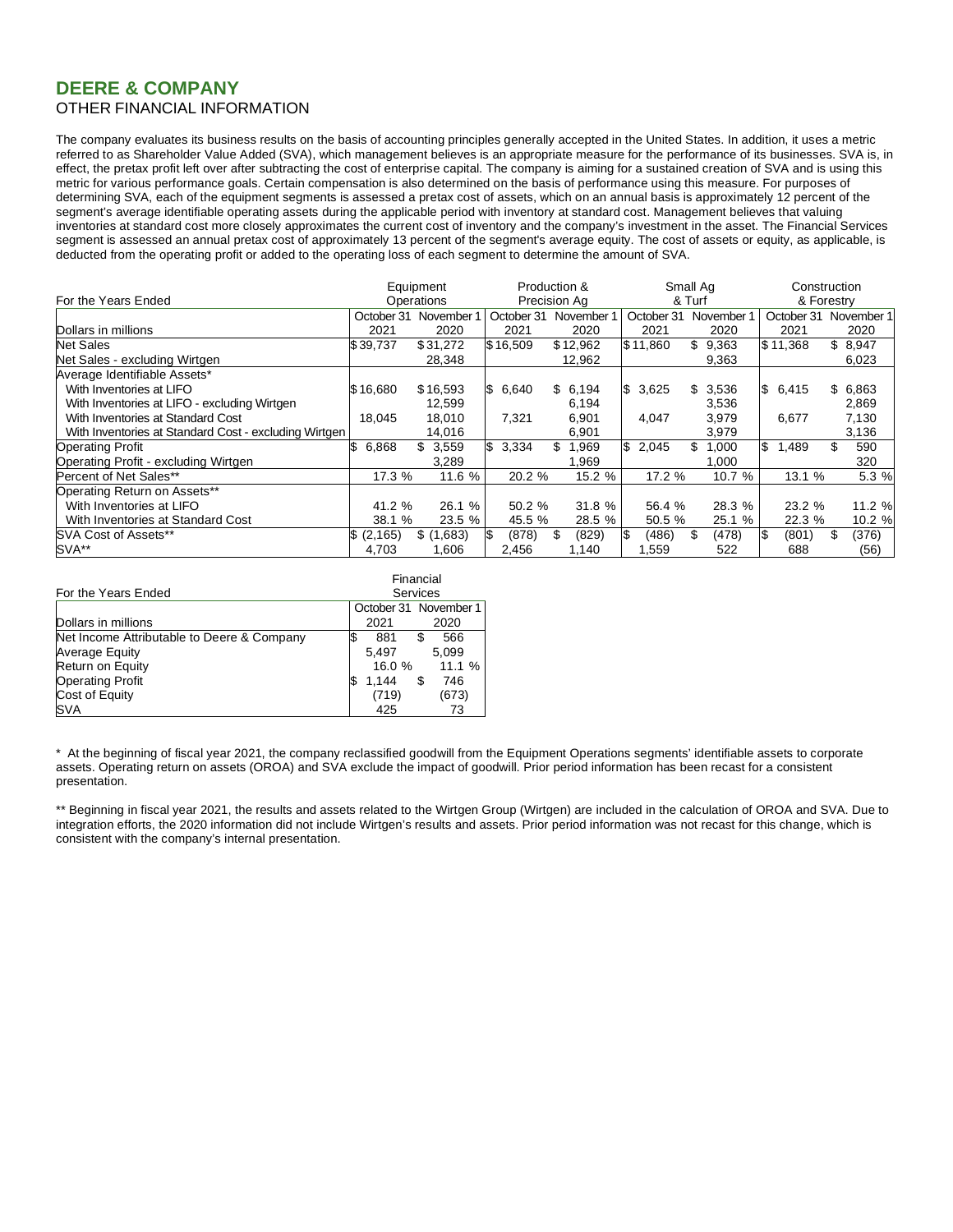# DEERE & COMPANY

## OTHER FINANCIAL INFORMATION

The company evaluates its business results on the basis of accounting principles generally accepted in the United States. In addition, it uses a metric referred to as Shareholder Value Added (SVA), which management believes is an appropriate measure for the performance of its businesses. SVA is, in effect, the pretax profit left over after subtracting the cost of enterprise capital. The company is aiming for a sustained creation of SVA and is using this metric for various performance goals. Certain compensation is also determined on the basis of performance using this measure. For purposes of determining SVA, each of the equipment segments is assessed a pretax cost of assets, which on an annual basis is approximately 12 percent of the segment's average identifiable operating assets during the applicable period with inventory at standard cost. Management believes that valuing inventories at standard cost more closely approximates the current cost of inventory and the company's investment in the asset. The Financial Services segment is assessed an annual pretax cost of approximately 13 percent of the segment's average equity. The cost of assets or equity, as applicable, is deducted from the operating profit or added to the operating loss of each segment to determine the amount of SVA.

| For the Years Ended | Equipment Operations | | Production & Precision Ag | | Small Ag & Turf | | Construction & Forestry | |
|---|---|---|---|---|---|---|---|---|
| Dollars in millions | October 31 2021 | November 1 2020 | October 31 2021 | November 1 2020 | October 31 2021 | November 1 2020 | October 31 2021 | November 1 2020 |
| Net Sales | $ 39,737 | $ 31,272 | $ 16,509 | $ 12,962 | $ 11,860 | $ 9,363 | $ 11,368 | $ 8,947 |
| Net Sales - excluding Wirtgen | | 28,348 | | 12,962 | | 9,363 | | 6,023 |
| Average Identifiable Assets* | | | | | | | | |
| With Inventories at LIFO | $ 16,680 | $ 16,593 | $ 6,640 | $ 6,194 | $ 3,625 | $ 3,536 | $ 6,415 | $ 6,863 |
| With Inventories at LIFO - excluding Wirtgen | | 12,599 | | 6,194 | | 3,536 | | 2,869 |
| With Inventories at Standard Cost | 18,045 | 18,010 | 7,321 | 6,901 | 4,047 | 3,979 | 6,677 | 7,130 |
| With Inventories at Standard Cost - excluding Wirtgen | | 14,016 | | 6,901 | | 3,979 | | 3,136 |
| Operating Profit | $ 6,868 | $ 3,559 | $ 3,334 | $ 1,969 | $ 2,045 | $ 1,000 | $ 1,489 | $ 590 |
| Operating Profit - excluding Wirtgen | | 3,289 | | 1,969 | | 1,000 | | 320 |
| Percent of Net Sales** | 17.3 % | 11.6 % | 20.2 % | 15.2 % | 17.2 % | 10.7 % | 13.1 % | 5.3 % |
| Operating Return on Assets** | | | | | | | | |
| With Inventories at LIFO | 41.2 % | 26.1 % | 50.2 % | 31.8 % | 56.4 % | 28.3 % | 23.2 % | 11.2 % |
| With Inventories at Standard Cost | 38.1 % | 23.5 % | 45.5 % | 28.5 % | 50.5 % | 25.1 % | 22.3 % | 10.2 % |
| SVA Cost of Assets** | $ (2,165) | $ (1,683) | $ (878) | $ (829) | $ (486) | $ (478) | $ (801) | $ (376) |
| SVA** | 4,703 | 1,606 | 2,456 | 1,140 | 1,559 | 522 | 688 | (56) |

| For the Years Ended | Financial Services | |
|---|---|---|
| Dollars in millions | October 31 2021 | November 1 2020 |
| Net Income Attributable to Deere & Company | $ 881 | $ 566 |
| Average Equity | 5,497 | 5,099 |
| Return on Equity | 16.0 % | 11.1 % |
| Operating Profit | $ 1,144 | $ 746 |
| Cost of Equity | (719) | (673) |
| SVA | 425 | 73 |

\* At the beginning of fiscal year 2021, the company reclassified goodwill from the Equipment Operations segments' identifiable assets to corporate assets. Operating return on assets (OROA) and SVA exclude the impact of goodwill. Prior period information has been recast for a consistent presentation.

\*\* Beginning in fiscal year 2021, the results and assets related to the Wirtgen Group (Wirtgen) are included in the calculation of OROA and SVA. Due to integration efforts, the 2020 information did not include Wirtgen's results and assets. Prior period information was not recast for this change, which is consistent with the company's internal presentation.